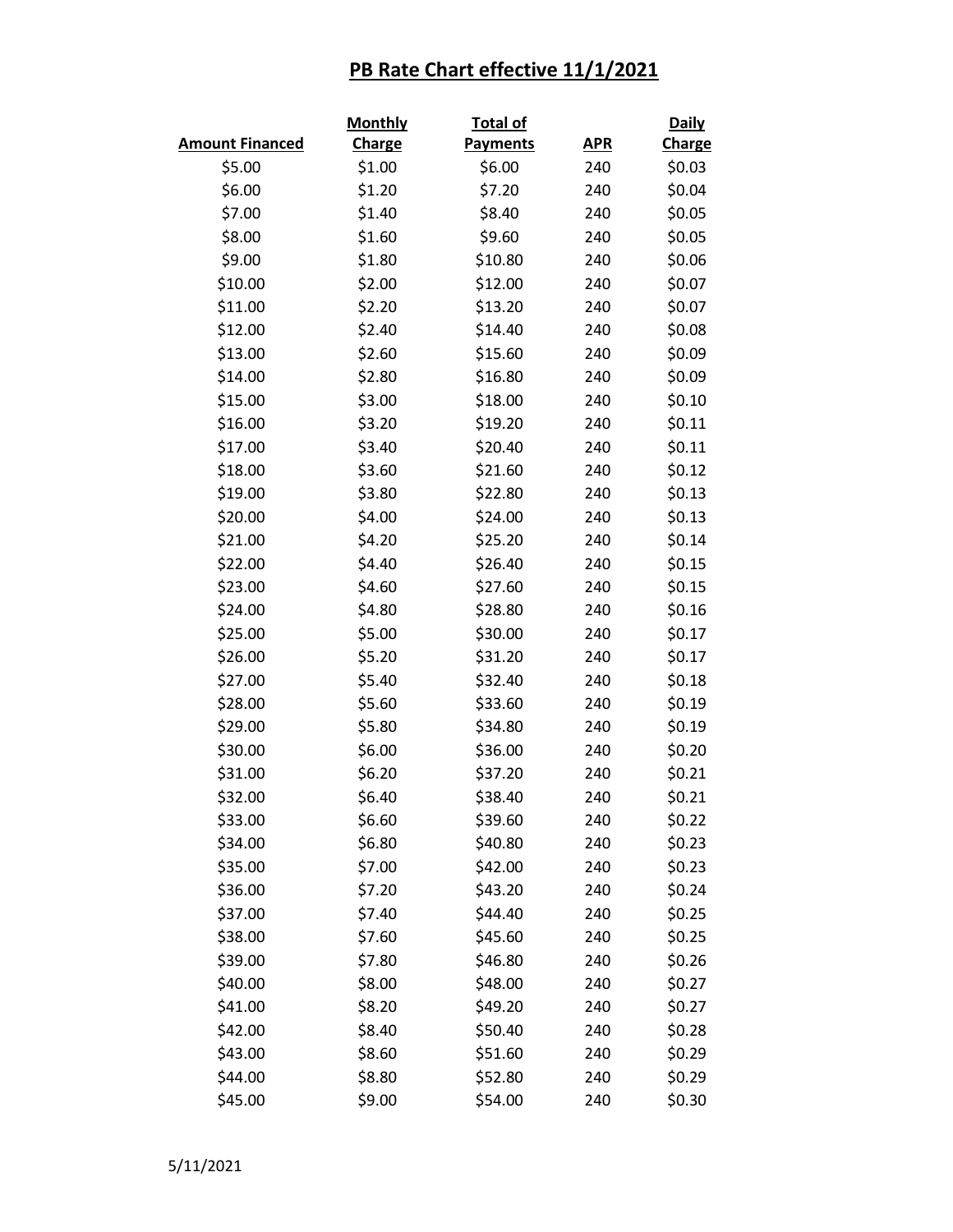# PB Rate Chart effective 11/1/2021

| Amount Financed | Monthly Charge | Total of Payments | APR | Daily Charge |
|---|---|---|---|---|
| $5.00 | $1.00 | $6.00 | 240 | $0.03 |
| $6.00 | $1.20 | $7.20 | 240 | $0.04 |
| $7.00 | $1.40 | $8.40 | 240 | $0.05 |
| $8.00 | $1.60 | $9.60 | 240 | $0.05 |
| $9.00 | $1.80 | $10.80 | 240 | $0.06 |
| $10.00 | $2.00 | $12.00 | 240 | $0.07 |
| $11.00 | $2.20 | $13.20 | 240 | $0.07 |
| $12.00 | $2.40 | $14.40 | 240 | $0.08 |
| $13.00 | $2.60 | $15.60 | 240 | $0.09 |
| $14.00 | $2.80 | $16.80 | 240 | $0.09 |
| $15.00 | $3.00 | $18.00 | 240 | $0.10 |
| $16.00 | $3.20 | $19.20 | 240 | $0.11 |
| $17.00 | $3.40 | $20.40 | 240 | $0.11 |
| $18.00 | $3.60 | $21.60 | 240 | $0.12 |
| $19.00 | $3.80 | $22.80 | 240 | $0.13 |
| $20.00 | $4.00 | $24.00 | 240 | $0.13 |
| $21.00 | $4.20 | $25.20 | 240 | $0.14 |
| $22.00 | $4.40 | $26.40 | 240 | $0.15 |
| $23.00 | $4.60 | $27.60 | 240 | $0.15 |
| $24.00 | $4.80 | $28.80 | 240 | $0.16 |
| $25.00 | $5.00 | $30.00 | 240 | $0.17 |
| $26.00 | $5.20 | $31.20 | 240 | $0.17 |
| $27.00 | $5.40 | $32.40 | 240 | $0.18 |
| $28.00 | $5.60 | $33.60 | 240 | $0.19 |
| $29.00 | $5.80 | $34.80 | 240 | $0.19 |
| $30.00 | $6.00 | $36.00 | 240 | $0.20 |
| $31.00 | $6.20 | $37.20 | 240 | $0.21 |
| $32.00 | $6.40 | $38.40 | 240 | $0.21 |
| $33.00 | $6.60 | $39.60 | 240 | $0.22 |
| $34.00 | $6.80 | $40.80 | 240 | $0.23 |
| $35.00 | $7.00 | $42.00 | 240 | $0.23 |
| $36.00 | $7.20 | $43.20 | 240 | $0.24 |
| $37.00 | $7.40 | $44.40 | 240 | $0.25 |
| $38.00 | $7.60 | $45.60 | 240 | $0.25 |
| $39.00 | $7.80 | $46.80 | 240 | $0.26 |
| $40.00 | $8.00 | $48.00 | 240 | $0.27 |
| $41.00 | $8.20 | $49.20 | 240 | $0.27 |
| $42.00 | $8.40 | $50.40 | 240 | $0.28 |
| $43.00 | $8.60 | $51.60 | 240 | $0.29 |
| $44.00 | $8.80 | $52.80 | 240 | $0.29 |
| $45.00 | $9.00 | $54.00 | 240 | $0.30 |

5/11/2021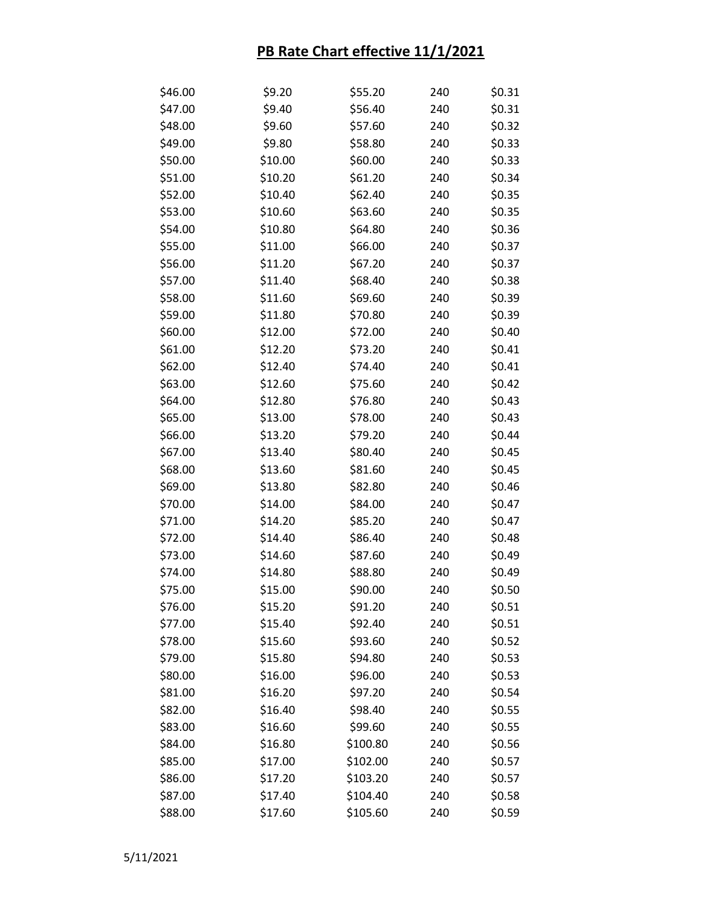# PB Rate Chart effective 11/1/2021

| | | | | |
|---|---|---|---|---|
| $46.00 | $9.20 | $55.20 | 240 | $0.31 |
| $47.00 | $9.40 | $56.40 | 240 | $0.31 |
| $48.00 | $9.60 | $57.60 | 240 | $0.32 |
| $49.00 | $9.80 | $58.80 | 240 | $0.33 |
| $50.00 | $10.00 | $60.00 | 240 | $0.33 |
| $51.00 | $10.20 | $61.20 | 240 | $0.34 |
| $52.00 | $10.40 | $62.40 | 240 | $0.35 |
| $53.00 | $10.60 | $63.60 | 240 | $0.35 |
| $54.00 | $10.80 | $64.80 | 240 | $0.36 |
| $55.00 | $11.00 | $66.00 | 240 | $0.37 |
| $56.00 | $11.20 | $67.20 | 240 | $0.37 |
| $57.00 | $11.40 | $68.40 | 240 | $0.38 |
| $58.00 | $11.60 | $69.60 | 240 | $0.39 |
| $59.00 | $11.80 | $70.80 | 240 | $0.39 |
| $60.00 | $12.00 | $72.00 | 240 | $0.40 |
| $61.00 | $12.20 | $73.20 | 240 | $0.41 |
| $62.00 | $12.40 | $74.40 | 240 | $0.41 |
| $63.00 | $12.60 | $75.60 | 240 | $0.42 |
| $64.00 | $12.80 | $76.80 | 240 | $0.43 |
| $65.00 | $13.00 | $78.00 | 240 | $0.43 |
| $66.00 | $13.20 | $79.20 | 240 | $0.44 |
| $67.00 | $13.40 | $80.40 | 240 | $0.45 |
| $68.00 | $13.60 | $81.60 | 240 | $0.45 |
| $69.00 | $13.80 | $82.80 | 240 | $0.46 |
| $70.00 | $14.00 | $84.00 | 240 | $0.47 |
| $71.00 | $14.20 | $85.20 | 240 | $0.47 |
| $72.00 | $14.40 | $86.40 | 240 | $0.48 |
| $73.00 | $14.60 | $87.60 | 240 | $0.49 |
| $74.00 | $14.80 | $88.80 | 240 | $0.49 |
| $75.00 | $15.00 | $90.00 | 240 | $0.50 |
| $76.00 | $15.20 | $91.20 | 240 | $0.51 |
| $77.00 | $15.40 | $92.40 | 240 | $0.51 |
| $78.00 | $15.60 | $93.60 | 240 | $0.52 |
| $79.00 | $15.80 | $94.80 | 240 | $0.53 |
| $80.00 | $16.00 | $96.00 | 240 | $0.53 |
| $81.00 | $16.20 | $97.20 | 240 | $0.54 |
| $82.00 | $16.40 | $98.40 | 240 | $0.55 |
| $83.00 | $16.60 | $99.60 | 240 | $0.55 |
| $84.00 | $16.80 | $100.80 | 240 | $0.56 |
| $85.00 | $17.00 | $102.00 | 240 | $0.57 |
| $86.00 | $17.20 | $103.20 | 240 | $0.57 |
| $87.00 | $17.40 | $104.40 | 240 | $0.58 |
| $88.00 | $17.60 | $105.60 | 240 | $0.59 |

5/11/2021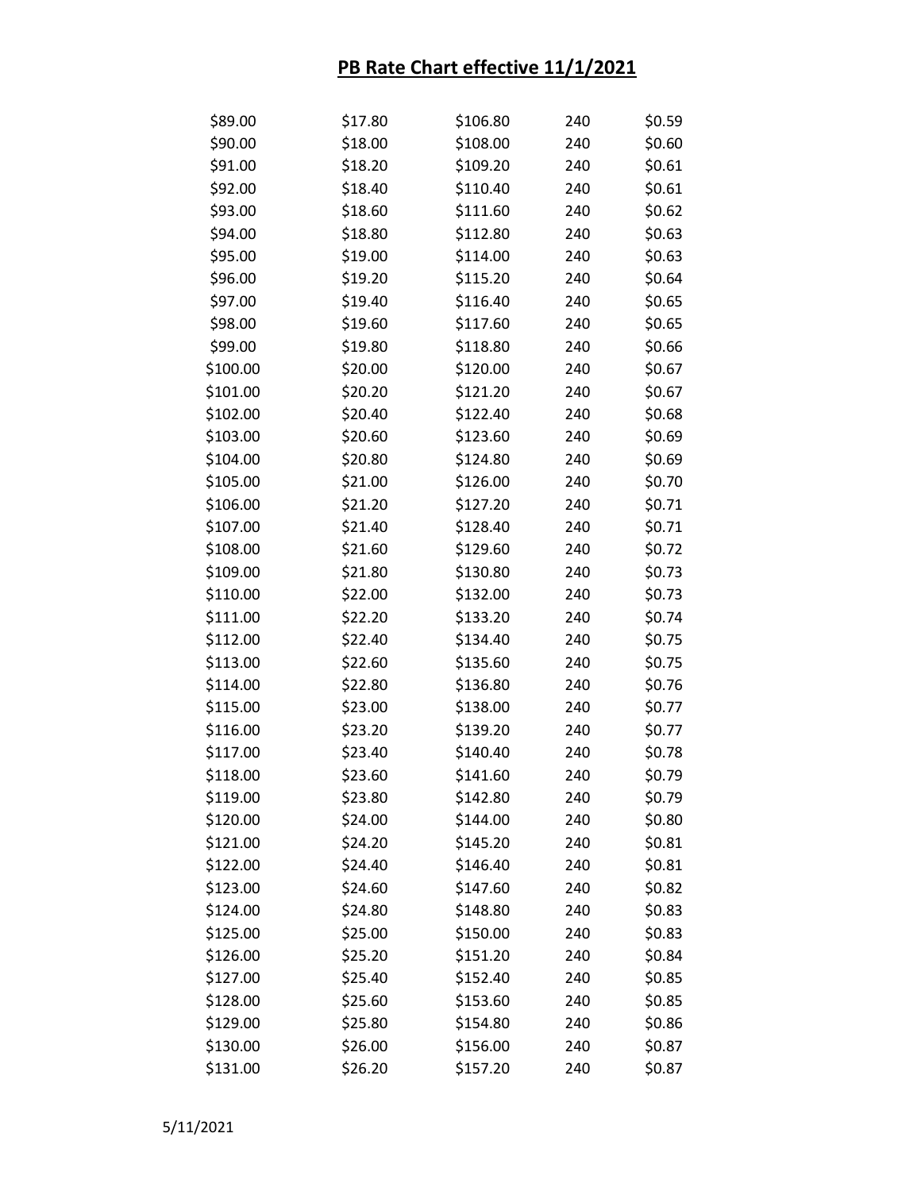# PB Rate Chart effective 11/1/2021

| | | | | |
|---|---|---|---|---|
| $89.00 | $17.80 | $106.80 | 240 | $0.59 |
| $90.00 | $18.00 | $108.00 | 240 | $0.60 |
| $91.00 | $18.20 | $109.20 | 240 | $0.61 |
| $92.00 | $18.40 | $110.40 | 240 | $0.61 |
| $93.00 | $18.60 | $111.60 | 240 | $0.62 |
| $94.00 | $18.80 | $112.80 | 240 | $0.63 |
| $95.00 | $19.00 | $114.00 | 240 | $0.63 |
| $96.00 | $19.20 | $115.20 | 240 | $0.64 |
| $97.00 | $19.40 | $116.40 | 240 | $0.65 |
| $98.00 | $19.60 | $117.60 | 240 | $0.65 |
| $99.00 | $19.80 | $118.80 | 240 | $0.66 |
| $100.00 | $20.00 | $120.00 | 240 | $0.67 |
| $101.00 | $20.20 | $121.20 | 240 | $0.67 |
| $102.00 | $20.40 | $122.40 | 240 | $0.68 |
| $103.00 | $20.60 | $123.60 | 240 | $0.69 |
| $104.00 | $20.80 | $124.80 | 240 | $0.69 |
| $105.00 | $21.00 | $126.00 | 240 | $0.70 |
| $106.00 | $21.20 | $127.20 | 240 | $0.71 |
| $107.00 | $21.40 | $128.40 | 240 | $0.71 |
| $108.00 | $21.60 | $129.60 | 240 | $0.72 |
| $109.00 | $21.80 | $130.80 | 240 | $0.73 |
| $110.00 | $22.00 | $132.00 | 240 | $0.73 |
| $111.00 | $22.20 | $133.20 | 240 | $0.74 |
| $112.00 | $22.40 | $134.40 | 240 | $0.75 |
| $113.00 | $22.60 | $135.60 | 240 | $0.75 |
| $114.00 | $22.80 | $136.80 | 240 | $0.76 |
| $115.00 | $23.00 | $138.00 | 240 | $0.77 |
| $116.00 | $23.20 | $139.20 | 240 | $0.77 |
| $117.00 | $23.40 | $140.40 | 240 | $0.78 |
| $118.00 | $23.60 | $141.60 | 240 | $0.79 |
| $119.00 | $23.80 | $142.80 | 240 | $0.79 |
| $120.00 | $24.00 | $144.00 | 240 | $0.80 |
| $121.00 | $24.20 | $145.20 | 240 | $0.81 |
| $122.00 | $24.40 | $146.40 | 240 | $0.81 |
| $123.00 | $24.60 | $147.60 | 240 | $0.82 |
| $124.00 | $24.80 | $148.80 | 240 | $0.83 |
| $125.00 | $25.00 | $150.00 | 240 | $0.83 |
| $126.00 | $25.20 | $151.20 | 240 | $0.84 |
| $127.00 | $25.40 | $152.40 | 240 | $0.85 |
| $128.00 | $25.60 | $153.60 | 240 | $0.85 |
| $129.00 | $25.80 | $154.80 | 240 | $0.86 |
| $130.00 | $26.00 | $156.00 | 240 | $0.87 |
| $131.00 | $26.20 | $157.20 | 240 | $0.87 |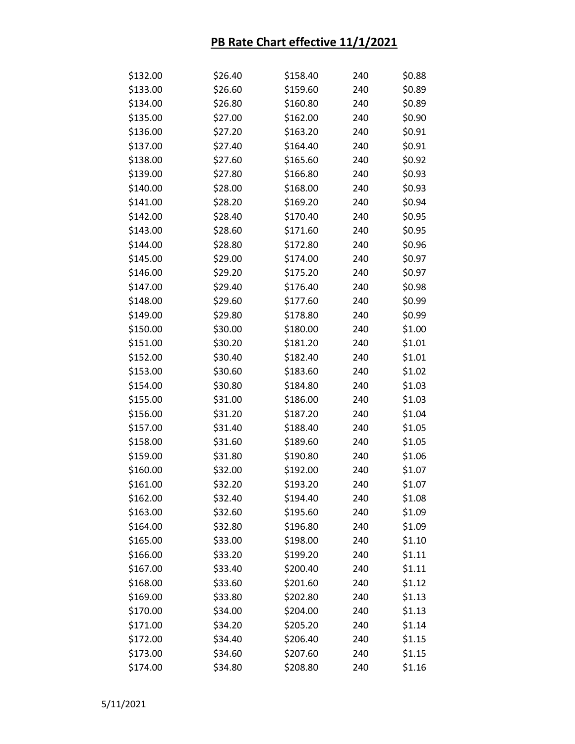# PB Rate Chart effective 11/1/2021

| | | | | |
|---|---|---|---|---|
| $132.00 | $26.40 | $158.40 | 240 | $0.88 |
| $133.00 | $26.60 | $159.60 | 240 | $0.89 |
| $134.00 | $26.80 | $160.80 | 240 | $0.89 |
| $135.00 | $27.00 | $162.00 | 240 | $0.90 |
| $136.00 | $27.20 | $163.20 | 240 | $0.91 |
| $137.00 | $27.40 | $164.40 | 240 | $0.91 |
| $138.00 | $27.60 | $165.60 | 240 | $0.92 |
| $139.00 | $27.80 | $166.80 | 240 | $0.93 |
| $140.00 | $28.00 | $168.00 | 240 | $0.93 |
| $141.00 | $28.20 | $169.20 | 240 | $0.94 |
| $142.00 | $28.40 | $170.40 | 240 | $0.95 |
| $143.00 | $28.60 | $171.60 | 240 | $0.95 |
| $144.00 | $28.80 | $172.80 | 240 | $0.96 |
| $145.00 | $29.00 | $174.00 | 240 | $0.97 |
| $146.00 | $29.20 | $175.20 | 240 | $0.97 |
| $147.00 | $29.40 | $176.40 | 240 | $0.98 |
| $148.00 | $29.60 | $177.60 | 240 | $0.99 |
| $149.00 | $29.80 | $178.80 | 240 | $0.99 |
| $150.00 | $30.00 | $180.00 | 240 | $1.00 |
| $151.00 | $30.20 | $181.20 | 240 | $1.01 |
| $152.00 | $30.40 | $182.40 | 240 | $1.01 |
| $153.00 | $30.60 | $183.60 | 240 | $1.02 |
| $154.00 | $30.80 | $184.80 | 240 | $1.03 |
| $155.00 | $31.00 | $186.00 | 240 | $1.03 |
| $156.00 | $31.20 | $187.20 | 240 | $1.04 |
| $157.00 | $31.40 | $188.40 | 240 | $1.05 |
| $158.00 | $31.60 | $189.60 | 240 | $1.05 |
| $159.00 | $31.80 | $190.80 | 240 | $1.06 |
| $160.00 | $32.00 | $192.00 | 240 | $1.07 |
| $161.00 | $32.20 | $193.20 | 240 | $1.07 |
| $162.00 | $32.40 | $194.40 | 240 | $1.08 |
| $163.00 | $32.60 | $195.60 | 240 | $1.09 |
| $164.00 | $32.80 | $196.80 | 240 | $1.09 |
| $165.00 | $33.00 | $198.00 | 240 | $1.10 |
| $166.00 | $33.20 | $199.20 | 240 | $1.11 |
| $167.00 | $33.40 | $200.40 | 240 | $1.11 |
| $168.00 | $33.60 | $201.60 | 240 | $1.12 |
| $169.00 | $33.80 | $202.80 | 240 | $1.13 |
| $170.00 | $34.00 | $204.00 | 240 | $1.13 |
| $171.00 | $34.20 | $205.20 | 240 | $1.14 |
| $172.00 | $34.40 | $206.40 | 240 | $1.15 |
| $173.00 | $34.60 | $207.60 | 240 | $1.15 |
| $174.00 | $34.80 | $208.80 | 240 | $1.16 |

5/11/2021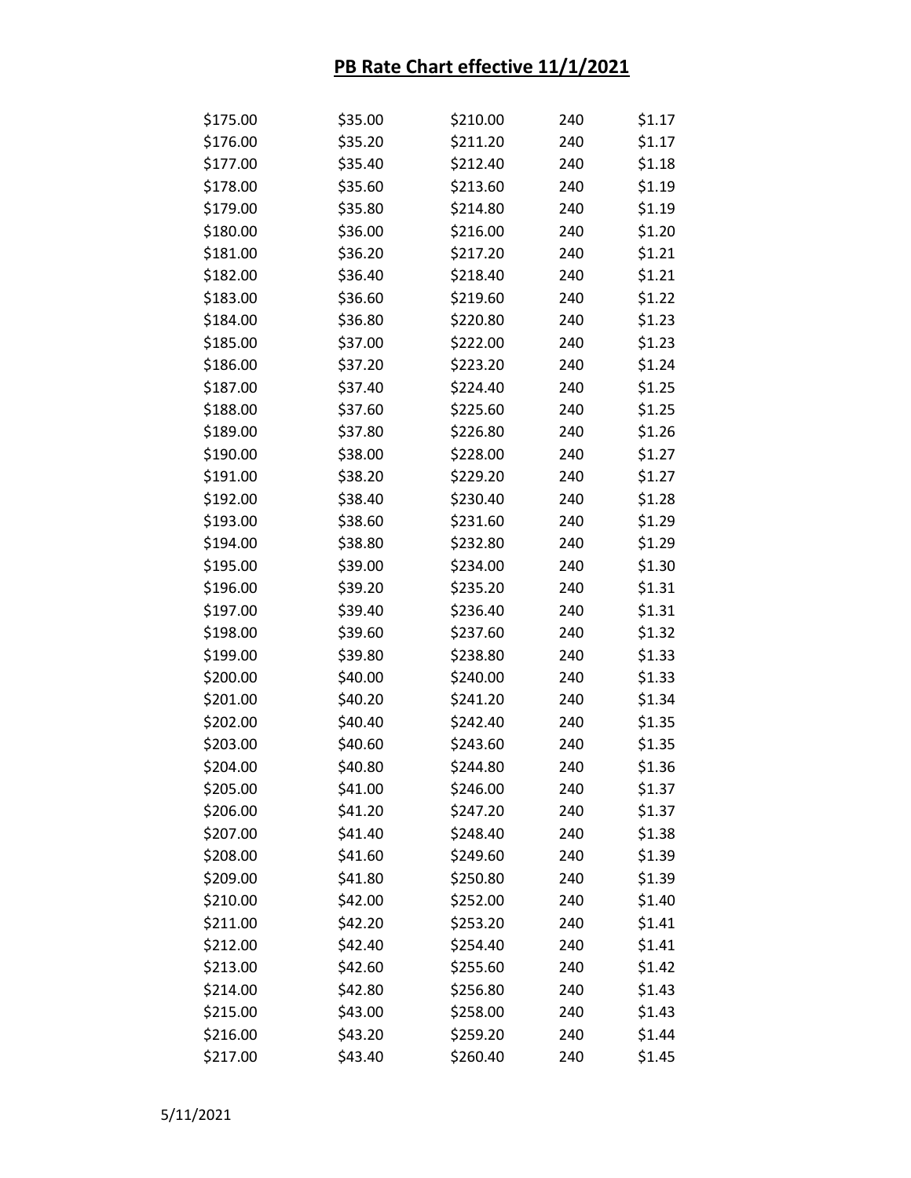# PB Rate Chart effective 11/1/2021

| | | | | |
|---|---|---|---|---|
| $175.00 | $35.00 | $210.00 | 240 | $1.17 |
| $176.00 | $35.20 | $211.20 | 240 | $1.17 |
| $177.00 | $35.40 | $212.40 | 240 | $1.18 |
| $178.00 | $35.60 | $213.60 | 240 | $1.19 |
| $179.00 | $35.80 | $214.80 | 240 | $1.19 |
| $180.00 | $36.00 | $216.00 | 240 | $1.20 |
| $181.00 | $36.20 | $217.20 | 240 | $1.21 |
| $182.00 | $36.40 | $218.40 | 240 | $1.21 |
| $183.00 | $36.60 | $219.60 | 240 | $1.22 |
| $184.00 | $36.80 | $220.80 | 240 | $1.23 |
| $185.00 | $37.00 | $222.00 | 240 | $1.23 |
| $186.00 | $37.20 | $223.20 | 240 | $1.24 |
| $187.00 | $37.40 | $224.40 | 240 | $1.25 |
| $188.00 | $37.60 | $225.60 | 240 | $1.25 |
| $189.00 | $37.80 | $226.80 | 240 | $1.26 |
| $190.00 | $38.00 | $228.00 | 240 | $1.27 |
| $191.00 | $38.20 | $229.20 | 240 | $1.27 |
| $192.00 | $38.40 | $230.40 | 240 | $1.28 |
| $193.00 | $38.60 | $231.60 | 240 | $1.29 |
| $194.00 | $38.80 | $232.80 | 240 | $1.29 |
| $195.00 | $39.00 | $234.00 | 240 | $1.30 |
| $196.00 | $39.20 | $235.20 | 240 | $1.31 |
| $197.00 | $39.40 | $236.40 | 240 | $1.31 |
| $198.00 | $39.60 | $237.60 | 240 | $1.32 |
| $199.00 | $39.80 | $238.80 | 240 | $1.33 |
| $200.00 | $40.00 | $240.00 | 240 | $1.33 |
| $201.00 | $40.20 | $241.20 | 240 | $1.34 |
| $202.00 | $40.40 | $242.40 | 240 | $1.35 |
| $203.00 | $40.60 | $243.60 | 240 | $1.35 |
| $204.00 | $40.80 | $244.80 | 240 | $1.36 |
| $205.00 | $41.00 | $246.00 | 240 | $1.37 |
| $206.00 | $41.20 | $247.20 | 240 | $1.37 |
| $207.00 | $41.40 | $248.40 | 240 | $1.38 |
| $208.00 | $41.60 | $249.60 | 240 | $1.39 |
| $209.00 | $41.80 | $250.80 | 240 | $1.39 |
| $210.00 | $42.00 | $252.00 | 240 | $1.40 |
| $211.00 | $42.20 | $253.20 | 240 | $1.41 |
| $212.00 | $42.40 | $254.40 | 240 | $1.41 |
| $213.00 | $42.60 | $255.60 | 240 | $1.42 |
| $214.00 | $42.80 | $256.80 | 240 | $1.43 |
| $215.00 | $43.00 | $258.00 | 240 | $1.43 |
| $216.00 | $43.20 | $259.20 | 240 | $1.44 |
| $217.00 | $43.40 | $260.40 | 240 | $1.45 |

5/11/2021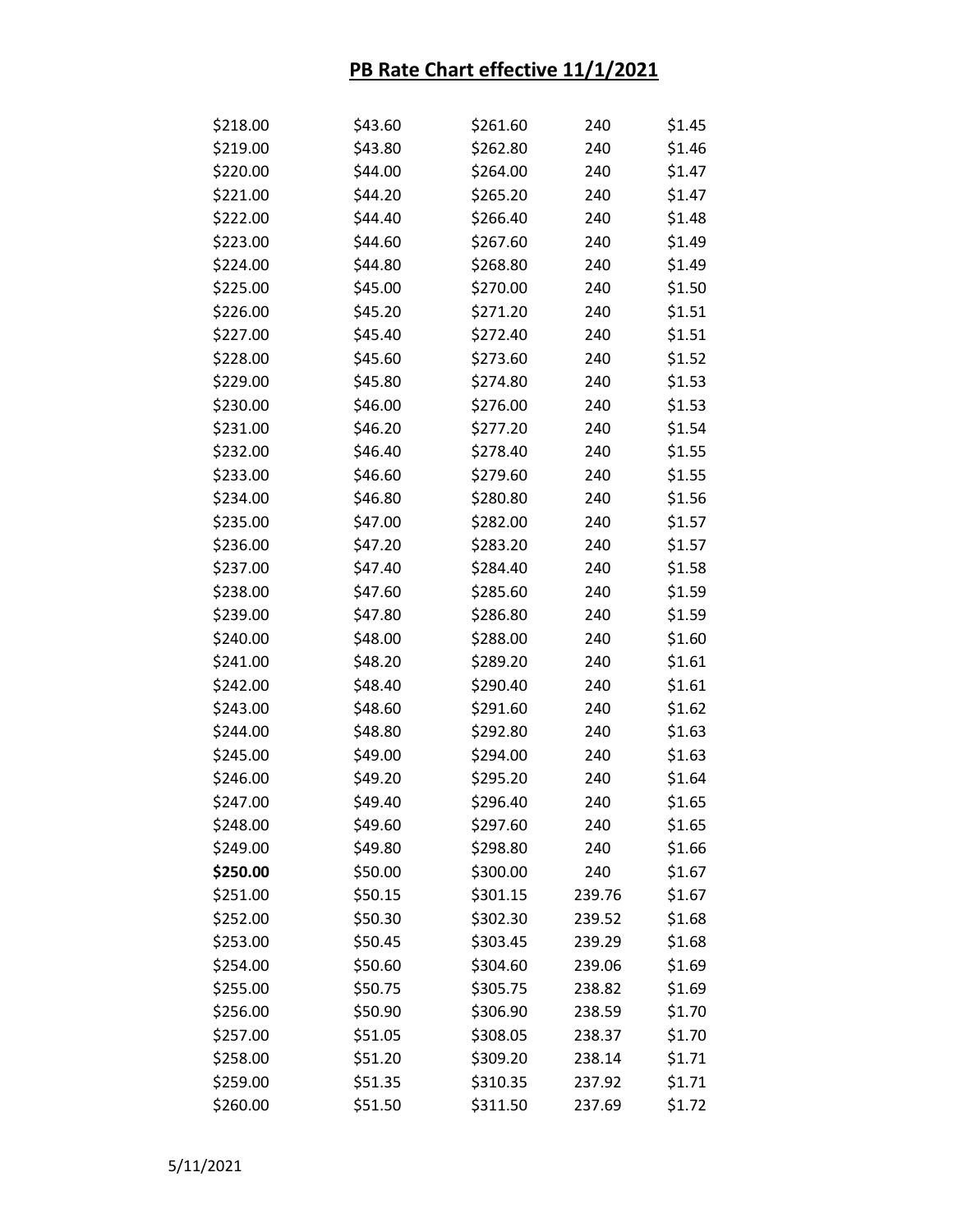## PB Rate Chart effective 11/1/2021

| | | | | |
|---|---|---|---|---|
| $218.00 | $43.60 | $261.60 | 240 | $1.45 |
| $219.00 | $43.80 | $262.80 | 240 | $1.46 |
| $220.00 | $44.00 | $264.00 | 240 | $1.47 |
| $221.00 | $44.20 | $265.20 | 240 | $1.47 |
| $222.00 | $44.40 | $266.40 | 240 | $1.48 |
| $223.00 | $44.60 | $267.60 | 240 | $1.49 |
| $224.00 | $44.80 | $268.80 | 240 | $1.49 |
| $225.00 | $45.00 | $270.00 | 240 | $1.50 |
| $226.00 | $45.20 | $271.20 | 240 | $1.51 |
| $227.00 | $45.40 | $272.40 | 240 | $1.51 |
| $228.00 | $45.60 | $273.60 | 240 | $1.52 |
| $229.00 | $45.80 | $274.80 | 240 | $1.53 |
| $230.00 | $46.00 | $276.00 | 240 | $1.53 |
| $231.00 | $46.20 | $277.20 | 240 | $1.54 |
| $232.00 | $46.40 | $278.40 | 240 | $1.55 |
| $233.00 | $46.60 | $279.60 | 240 | $1.55 |
| $234.00 | $46.80 | $280.80 | 240 | $1.56 |
| $235.00 | $47.00 | $282.00 | 240 | $1.57 |
| $236.00 | $47.20 | $283.20 | 240 | $1.57 |
| $237.00 | $47.40 | $284.40 | 240 | $1.58 |
| $238.00 | $47.60 | $285.60 | 240 | $1.59 |
| $239.00 | $47.80 | $286.80 | 240 | $1.59 |
| $240.00 | $48.00 | $288.00 | 240 | $1.60 |
| $241.00 | $48.20 | $289.20 | 240 | $1.61 |
| $242.00 | $48.40 | $290.40 | 240 | $1.61 |
| $243.00 | $48.60 | $291.60 | 240 | $1.62 |
| $244.00 | $48.80 | $292.80 | 240 | $1.63 |
| $245.00 | $49.00 | $294.00 | 240 | $1.63 |
| $246.00 | $49.20 | $295.20 | 240 | $1.64 |
| $247.00 | $49.40 | $296.40 | 240 | $1.65 |
| $248.00 | $49.60 | $297.60 | 240 | $1.65 |
| $249.00 | $49.80 | $298.80 | 240 | $1.66 |
| **$250.00** | $50.00 | $300.00 | 240 | $1.67 |
| $251.00 | $50.15 | $301.15 | 239.76 | $1.67 |
| $252.00 | $50.30 | $302.30 | 239.52 | $1.68 |
| $253.00 | $50.45 | $303.45 | 239.29 | $1.68 |
| $254.00 | $50.60 | $304.60 | 239.06 | $1.69 |
| $255.00 | $50.75 | $305.75 | 238.82 | $1.69 |
| $256.00 | $50.90 | $306.90 | 238.59 | $1.70 |
| $257.00 | $51.05 | $308.05 | 238.37 | $1.70 |
| $258.00 | $51.20 | $309.20 | 238.14 | $1.71 |
| $259.00 | $51.35 | $310.35 | 237.92 | $1.71 |
| $260.00 | $51.50 | $311.50 | 237.69 | $1.72 |

5/11/2021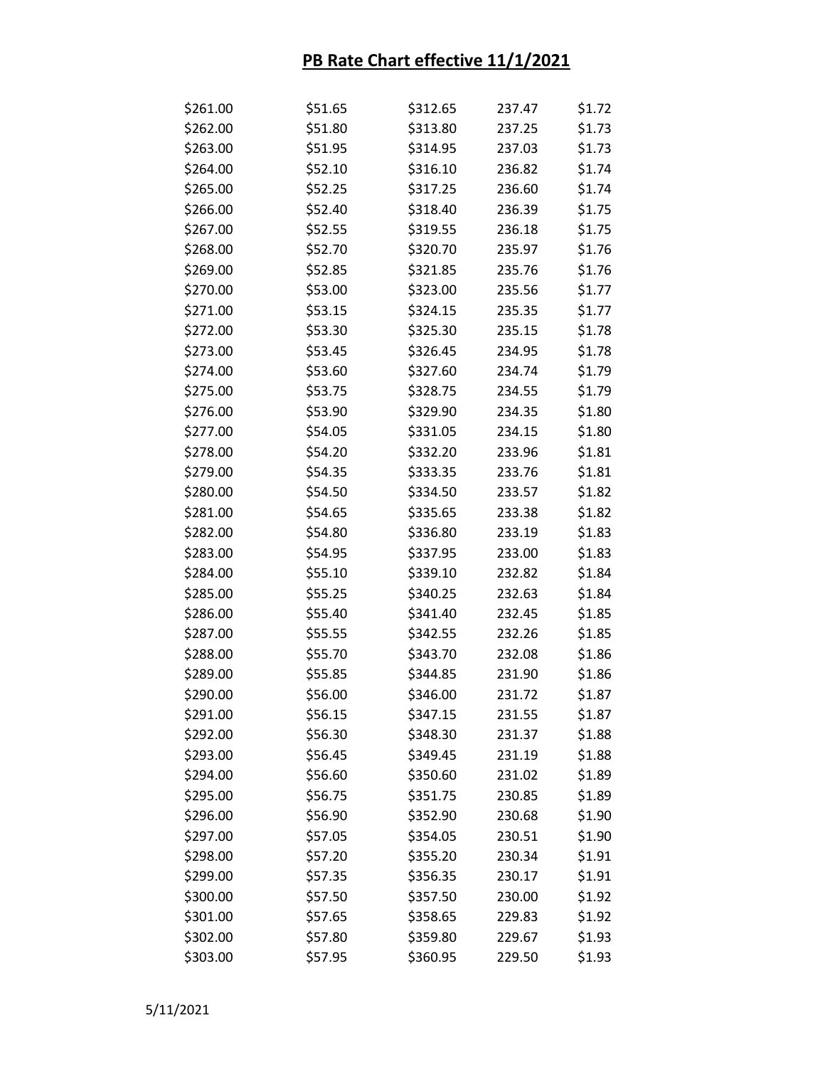# PB Rate Chart effective 11/1/2021

| | | | | |
|---|---|---|---|---|
| $261.00 | $51.65 | $312.65 | 237.47 | $1.72 |
| $262.00 | $51.80 | $313.80 | 237.25 | $1.73 |
| $263.00 | $51.95 | $314.95 | 237.03 | $1.73 |
| $264.00 | $52.10 | $316.10 | 236.82 | $1.74 |
| $265.00 | $52.25 | $317.25 | 236.60 | $1.74 |
| $266.00 | $52.40 | $318.40 | 236.39 | $1.75 |
| $267.00 | $52.55 | $319.55 | 236.18 | $1.75 |
| $268.00 | $52.70 | $320.70 | 235.97 | $1.76 |
| $269.00 | $52.85 | $321.85 | 235.76 | $1.76 |
| $270.00 | $53.00 | $323.00 | 235.56 | $1.77 |
| $271.00 | $53.15 | $324.15 | 235.35 | $1.77 |
| $272.00 | $53.30 | $325.30 | 235.15 | $1.78 |
| $273.00 | $53.45 | $326.45 | 234.95 | $1.78 |
| $274.00 | $53.60 | $327.60 | 234.74 | $1.79 |
| $275.00 | $53.75 | $328.75 | 234.55 | $1.79 |
| $276.00 | $53.90 | $329.90 | 234.35 | $1.80 |
| $277.00 | $54.05 | $331.05 | 234.15 | $1.80 |
| $278.00 | $54.20 | $332.20 | 233.96 | $1.81 |
| $279.00 | $54.35 | $333.35 | 233.76 | $1.81 |
| $280.00 | $54.50 | $334.50 | 233.57 | $1.82 |
| $281.00 | $54.65 | $335.65 | 233.38 | $1.82 |
| $282.00 | $54.80 | $336.80 | 233.19 | $1.83 |
| $283.00 | $54.95 | $337.95 | 233.00 | $1.83 |
| $284.00 | $55.10 | $339.10 | 232.82 | $1.84 |
| $285.00 | $55.25 | $340.25 | 232.63 | $1.84 |
| $286.00 | $55.40 | $341.40 | 232.45 | $1.85 |
| $287.00 | $55.55 | $342.55 | 232.26 | $1.85 |
| $288.00 | $55.70 | $343.70 | 232.08 | $1.86 |
| $289.00 | $55.85 | $344.85 | 231.90 | $1.86 |
| $290.00 | $56.00 | $346.00 | 231.72 | $1.87 |
| $291.00 | $56.15 | $347.15 | 231.55 | $1.87 |
| $292.00 | $56.30 | $348.30 | 231.37 | $1.88 |
| $293.00 | $56.45 | $349.45 | 231.19 | $1.88 |
| $294.00 | $56.60 | $350.60 | 231.02 | $1.89 |
| $295.00 | $56.75 | $351.75 | 230.85 | $1.89 |
| $296.00 | $56.90 | $352.90 | 230.68 | $1.90 |
| $297.00 | $57.05 | $354.05 | 230.51 | $1.90 |
| $298.00 | $57.20 | $355.20 | 230.34 | $1.91 |
| $299.00 | $57.35 | $356.35 | 230.17 | $1.91 |
| $300.00 | $57.50 | $357.50 | 230.00 | $1.92 |
| $301.00 | $57.65 | $358.65 | 229.83 | $1.92 |
| $302.00 | $57.80 | $359.80 | 229.67 | $1.93 |
| $303.00 | $57.95 | $360.95 | 229.50 | $1.93 |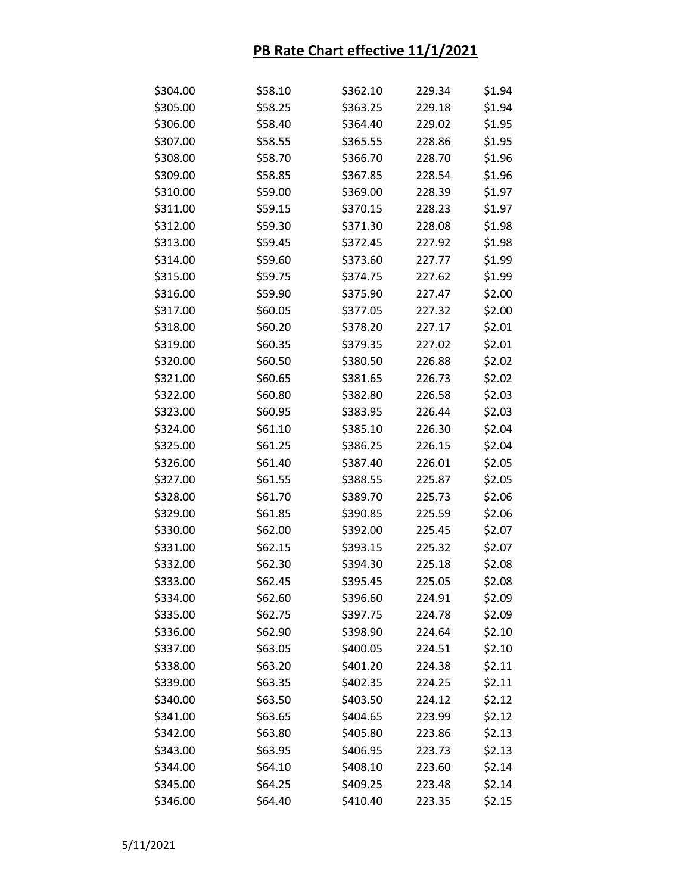# PB Rate Chart effective 11/1/2021

| | | | | |
|---|---|---|---|---|
| $304.00 | $58.10 | $362.10 | 229.34 | $1.94 |
| $305.00 | $58.25 | $363.25 | 229.18 | $1.94 |
| $306.00 | $58.40 | $364.40 | 229.02 | $1.95 |
| $307.00 | $58.55 | $365.55 | 228.86 | $1.95 |
| $308.00 | $58.70 | $366.70 | 228.70 | $1.96 |
| $309.00 | $58.85 | $367.85 | 228.54 | $1.96 |
| $310.00 | $59.00 | $369.00 | 228.39 | $1.97 |
| $311.00 | $59.15 | $370.15 | 228.23 | $1.97 |
| $312.00 | $59.30 | $371.30 | 228.08 | $1.98 |
| $313.00 | $59.45 | $372.45 | 227.92 | $1.98 |
| $314.00 | $59.60 | $373.60 | 227.77 | $1.99 |
| $315.00 | $59.75 | $374.75 | 227.62 | $1.99 |
| $316.00 | $59.90 | $375.90 | 227.47 | $2.00 |
| $317.00 | $60.05 | $377.05 | 227.32 | $2.00 |
| $318.00 | $60.20 | $378.20 | 227.17 | $2.01 |
| $319.00 | $60.35 | $379.35 | 227.02 | $2.01 |
| $320.00 | $60.50 | $380.50 | 226.88 | $2.02 |
| $321.00 | $60.65 | $381.65 | 226.73 | $2.02 |
| $322.00 | $60.80 | $382.80 | 226.58 | $2.03 |
| $323.00 | $60.95 | $383.95 | 226.44 | $2.03 |
| $324.00 | $61.10 | $385.10 | 226.30 | $2.04 |
| $325.00 | $61.25 | $386.25 | 226.15 | $2.04 |
| $326.00 | $61.40 | $387.40 | 226.01 | $2.05 |
| $327.00 | $61.55 | $388.55 | 225.87 | $2.05 |
| $328.00 | $61.70 | $389.70 | 225.73 | $2.06 |
| $329.00 | $61.85 | $390.85 | 225.59 | $2.06 |
| $330.00 | $62.00 | $392.00 | 225.45 | $2.07 |
| $331.00 | $62.15 | $393.15 | 225.32 | $2.07 |
| $332.00 | $62.30 | $394.30 | 225.18 | $2.08 |
| $333.00 | $62.45 | $395.45 | 225.05 | $2.08 |
| $334.00 | $62.60 | $396.60 | 224.91 | $2.09 |
| $335.00 | $62.75 | $397.75 | 224.78 | $2.09 |
| $336.00 | $62.90 | $398.90 | 224.64 | $2.10 |
| $337.00 | $63.05 | $400.05 | 224.51 | $2.10 |
| $338.00 | $63.20 | $401.20 | 224.38 | $2.11 |
| $339.00 | $63.35 | $402.35 | 224.25 | $2.11 |
| $340.00 | $63.50 | $403.50 | 224.12 | $2.12 |
| $341.00 | $63.65 | $404.65 | 223.99 | $2.12 |
| $342.00 | $63.80 | $405.80 | 223.86 | $2.13 |
| $343.00 | $63.95 | $406.95 | 223.73 | $2.13 |
| $344.00 | $64.10 | $408.10 | 223.60 | $2.14 |
| $345.00 | $64.25 | $409.25 | 223.48 | $2.14 |
| $346.00 | $64.40 | $410.40 | 223.35 | $2.15 |

5/11/2021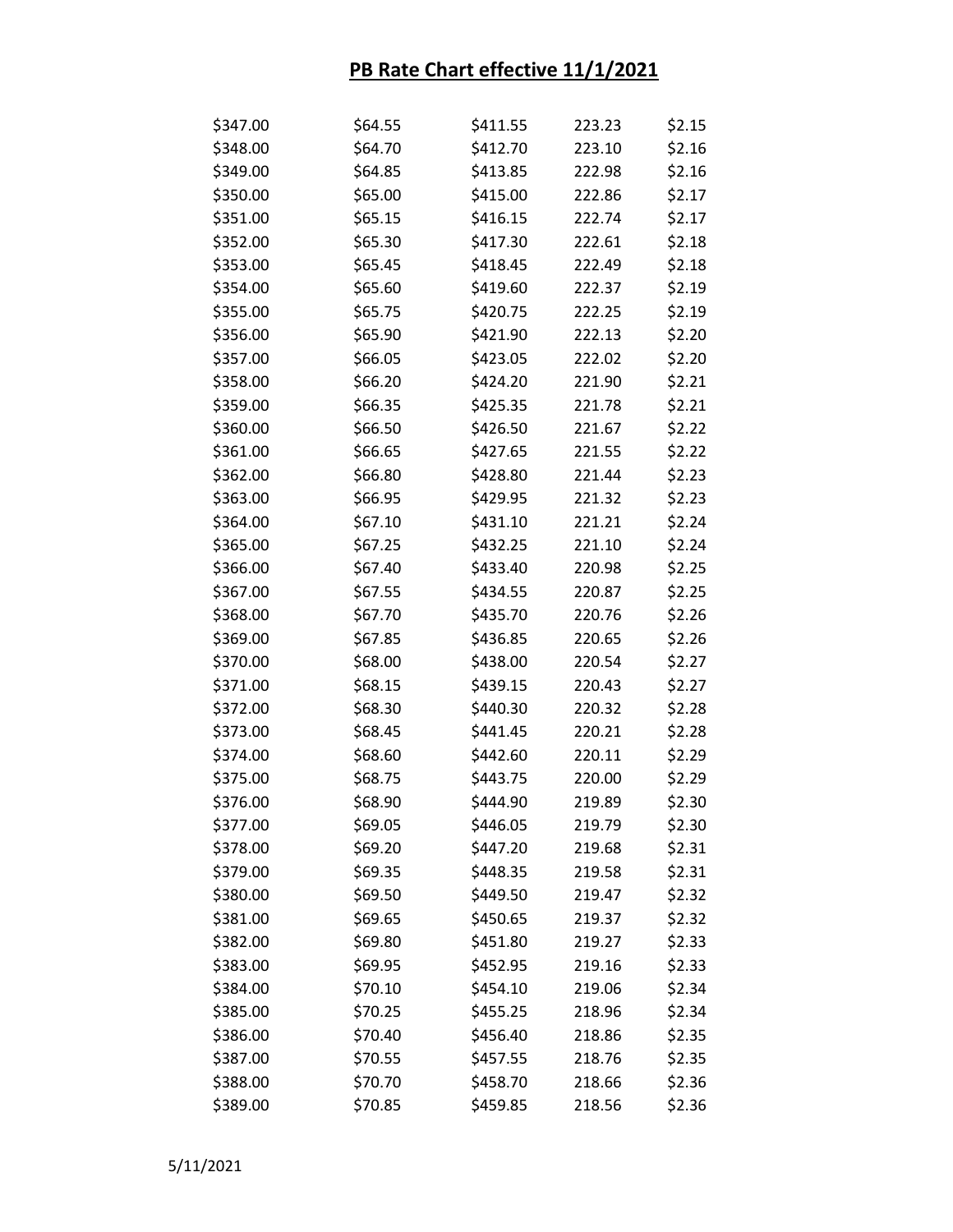# PB Rate Chart effective 11/1/2021

| | | | | |
|---|---|---|---|---|
| $347.00 | $64.55 | $411.55 | 223.23 | $2.15 |
| $348.00 | $64.70 | $412.70 | 223.10 | $2.16 |
| $349.00 | $64.85 | $413.85 | 222.98 | $2.16 |
| $350.00 | $65.00 | $415.00 | 222.86 | $2.17 |
| $351.00 | $65.15 | $416.15 | 222.74 | $2.17 |
| $352.00 | $65.30 | $417.30 | 222.61 | $2.18 |
| $353.00 | $65.45 | $418.45 | 222.49 | $2.18 |
| $354.00 | $65.60 | $419.60 | 222.37 | $2.19 |
| $355.00 | $65.75 | $420.75 | 222.25 | $2.19 |
| $356.00 | $65.90 | $421.90 | 222.13 | $2.20 |
| $357.00 | $66.05 | $423.05 | 222.02 | $2.20 |
| $358.00 | $66.20 | $424.20 | 221.90 | $2.21 |
| $359.00 | $66.35 | $425.35 | 221.78 | $2.21 |
| $360.00 | $66.50 | $426.50 | 221.67 | $2.22 |
| $361.00 | $66.65 | $427.65 | 221.55 | $2.22 |
| $362.00 | $66.80 | $428.80 | 221.44 | $2.23 |
| $363.00 | $66.95 | $429.95 | 221.32 | $2.23 |
| $364.00 | $67.10 | $431.10 | 221.21 | $2.24 |
| $365.00 | $67.25 | $432.25 | 221.10 | $2.24 |
| $366.00 | $67.40 | $433.40 | 220.98 | $2.25 |
| $367.00 | $67.55 | $434.55 | 220.87 | $2.25 |
| $368.00 | $67.70 | $435.70 | 220.76 | $2.26 |
| $369.00 | $67.85 | $436.85 | 220.65 | $2.26 |
| $370.00 | $68.00 | $438.00 | 220.54 | $2.27 |
| $371.00 | $68.15 | $439.15 | 220.43 | $2.27 |
| $372.00 | $68.30 | $440.30 | 220.32 | $2.28 |
| $373.00 | $68.45 | $441.45 | 220.21 | $2.28 |
| $374.00 | $68.60 | $442.60 | 220.11 | $2.29 |
| $375.00 | $68.75 | $443.75 | 220.00 | $2.29 |
| $376.00 | $68.90 | $444.90 | 219.89 | $2.30 |
| $377.00 | $69.05 | $446.05 | 219.79 | $2.30 |
| $378.00 | $69.20 | $447.20 | 219.68 | $2.31 |
| $379.00 | $69.35 | $448.35 | 219.58 | $2.31 |
| $380.00 | $69.50 | $449.50 | 219.47 | $2.32 |
| $381.00 | $69.65 | $450.65 | 219.37 | $2.32 |
| $382.00 | $69.80 | $451.80 | 219.27 | $2.33 |
| $383.00 | $69.95 | $452.95 | 219.16 | $2.33 |
| $384.00 | $70.10 | $454.10 | 219.06 | $2.34 |
| $385.00 | $70.25 | $455.25 | 218.96 | $2.34 |
| $386.00 | $70.40 | $456.40 | 218.86 | $2.35 |
| $387.00 | $70.55 | $457.55 | 218.76 | $2.35 |
| $388.00 | $70.70 | $458.70 | 218.66 | $2.36 |
| $389.00 | $70.85 | $459.85 | 218.56 | $2.36 |

5/11/2021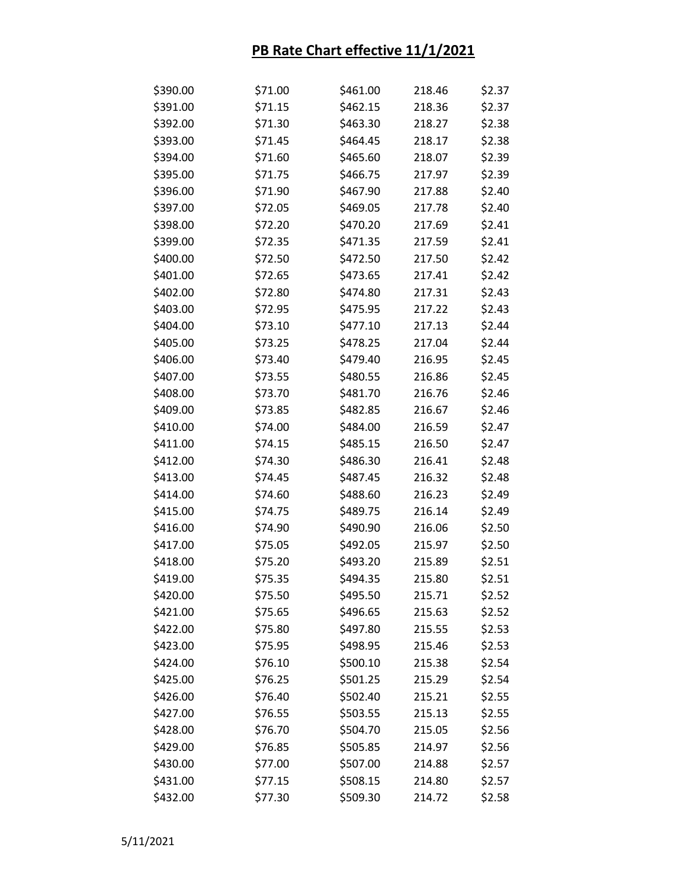# PB Rate Chart effective 11/1/2021

| | | | | |
|---|---|---|---|---|
| $390.00 | $71.00 | $461.00 | 218.46 | $2.37 |
| $391.00 | $71.15 | $462.15 | 218.36 | $2.37 |
| $392.00 | $71.30 | $463.30 | 218.27 | $2.38 |
| $393.00 | $71.45 | $464.45 | 218.17 | $2.38 |
| $394.00 | $71.60 | $465.60 | 218.07 | $2.39 |
| $395.00 | $71.75 | $466.75 | 217.97 | $2.39 |
| $396.00 | $71.90 | $467.90 | 217.88 | $2.40 |
| $397.00 | $72.05 | $469.05 | 217.78 | $2.40 |
| $398.00 | $72.20 | $470.20 | 217.69 | $2.41 |
| $399.00 | $72.35 | $471.35 | 217.59 | $2.41 |
| $400.00 | $72.50 | $472.50 | 217.50 | $2.42 |
| $401.00 | $72.65 | $473.65 | 217.41 | $2.42 |
| $402.00 | $72.80 | $474.80 | 217.31 | $2.43 |
| $403.00 | $72.95 | $475.95 | 217.22 | $2.43 |
| $404.00 | $73.10 | $477.10 | 217.13 | $2.44 |
| $405.00 | $73.25 | $478.25 | 217.04 | $2.44 |
| $406.00 | $73.40 | $479.40 | 216.95 | $2.45 |
| $407.00 | $73.55 | $480.55 | 216.86 | $2.45 |
| $408.00 | $73.70 | $481.70 | 216.76 | $2.46 |
| $409.00 | $73.85 | $482.85 | 216.67 | $2.46 |
| $410.00 | $74.00 | $484.00 | 216.59 | $2.47 |
| $411.00 | $74.15 | $485.15 | 216.50 | $2.47 |
| $412.00 | $74.30 | $486.30 | 216.41 | $2.48 |
| $413.00 | $74.45 | $487.45 | 216.32 | $2.48 |
| $414.00 | $74.60 | $488.60 | 216.23 | $2.49 |
| $415.00 | $74.75 | $489.75 | 216.14 | $2.49 |
| $416.00 | $74.90 | $490.90 | 216.06 | $2.50 |
| $417.00 | $75.05 | $492.05 | 215.97 | $2.50 |
| $418.00 | $75.20 | $493.20 | 215.89 | $2.51 |
| $419.00 | $75.35 | $494.35 | 215.80 | $2.51 |
| $420.00 | $75.50 | $495.50 | 215.71 | $2.52 |
| $421.00 | $75.65 | $496.65 | 215.63 | $2.52 |
| $422.00 | $75.80 | $497.80 | 215.55 | $2.53 |
| $423.00 | $75.95 | $498.95 | 215.46 | $2.53 |
| $424.00 | $76.10 | $500.10 | 215.38 | $2.54 |
| $425.00 | $76.25 | $501.25 | 215.29 | $2.54 |
| $426.00 | $76.40 | $502.40 | 215.21 | $2.55 |
| $427.00 | $76.55 | $503.55 | 215.13 | $2.55 |
| $428.00 | $76.70 | $504.70 | 215.05 | $2.56 |
| $429.00 | $76.85 | $505.85 | 214.97 | $2.56 |
| $430.00 | $77.00 | $507.00 | 214.88 | $2.57 |
| $431.00 | $77.15 | $508.15 | 214.80 | $2.57 |
| $432.00 | $77.30 | $509.30 | 214.72 | $2.58 |

5/11/2021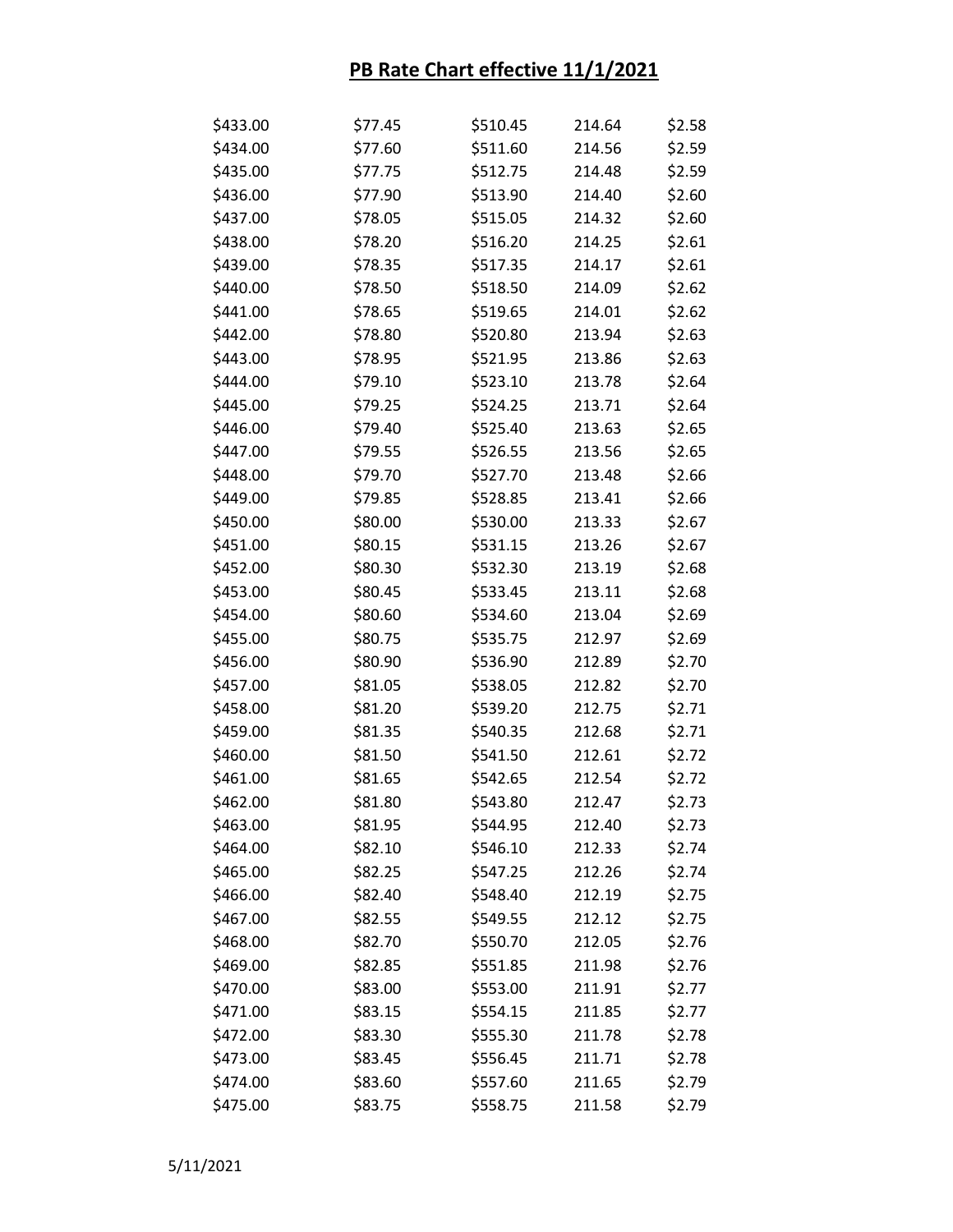# PB Rate Chart effective 11/1/2021

| | | | | |
|---|---|---|---|---|
| $433.00 | $77.45 | $510.45 | 214.64 | $2.58 |
| $434.00 | $77.60 | $511.60 | 214.56 | $2.59 |
| $435.00 | $77.75 | $512.75 | 214.48 | $2.59 |
| $436.00 | $77.90 | $513.90 | 214.40 | $2.60 |
| $437.00 | $78.05 | $515.05 | 214.32 | $2.60 |
| $438.00 | $78.20 | $516.20 | 214.25 | $2.61 |
| $439.00 | $78.35 | $517.35 | 214.17 | $2.61 |
| $440.00 | $78.50 | $518.50 | 214.09 | $2.62 |
| $441.00 | $78.65 | $519.65 | 214.01 | $2.62 |
| $442.00 | $78.80 | $520.80 | 213.94 | $2.63 |
| $443.00 | $78.95 | $521.95 | 213.86 | $2.63 |
| $444.00 | $79.10 | $523.10 | 213.78 | $2.64 |
| $445.00 | $79.25 | $524.25 | 213.71 | $2.64 |
| $446.00 | $79.40 | $525.40 | 213.63 | $2.65 |
| $447.00 | $79.55 | $526.55 | 213.56 | $2.65 |
| $448.00 | $79.70 | $527.70 | 213.48 | $2.66 |
| $449.00 | $79.85 | $528.85 | 213.41 | $2.66 |
| $450.00 | $80.00 | $530.00 | 213.33 | $2.67 |
| $451.00 | $80.15 | $531.15 | 213.26 | $2.67 |
| $452.00 | $80.30 | $532.30 | 213.19 | $2.68 |
| $453.00 | $80.45 | $533.45 | 213.11 | $2.68 |
| $454.00 | $80.60 | $534.60 | 213.04 | $2.69 |
| $455.00 | $80.75 | $535.75 | 212.97 | $2.69 |
| $456.00 | $80.90 | $536.90 | 212.89 | $2.70 |
| $457.00 | $81.05 | $538.05 | 212.82 | $2.70 |
| $458.00 | $81.20 | $539.20 | 212.75 | $2.71 |
| $459.00 | $81.35 | $540.35 | 212.68 | $2.71 |
| $460.00 | $81.50 | $541.50 | 212.61 | $2.72 |
| $461.00 | $81.65 | $542.65 | 212.54 | $2.72 |
| $462.00 | $81.80 | $543.80 | 212.47 | $2.73 |
| $463.00 | $81.95 | $544.95 | 212.40 | $2.73 |
| $464.00 | $82.10 | $546.10 | 212.33 | $2.74 |
| $465.00 | $82.25 | $547.25 | 212.26 | $2.74 |
| $466.00 | $82.40 | $548.40 | 212.19 | $2.75 |
| $467.00 | $82.55 | $549.55 | 212.12 | $2.75 |
| $468.00 | $82.70 | $550.70 | 212.05 | $2.76 |
| $469.00 | $82.85 | $551.85 | 211.98 | $2.76 |
| $470.00 | $83.00 | $553.00 | 211.91 | $2.77 |
| $471.00 | $83.15 | $554.15 | 211.85 | $2.77 |
| $472.00 | $83.30 | $555.30 | 211.78 | $2.78 |
| $473.00 | $83.45 | $556.45 | 211.71 | $2.78 |
| $474.00 | $83.60 | $557.60 | 211.65 | $2.79 |
| $475.00 | $83.75 | $558.75 | 211.58 | $2.79 |

5/11/2021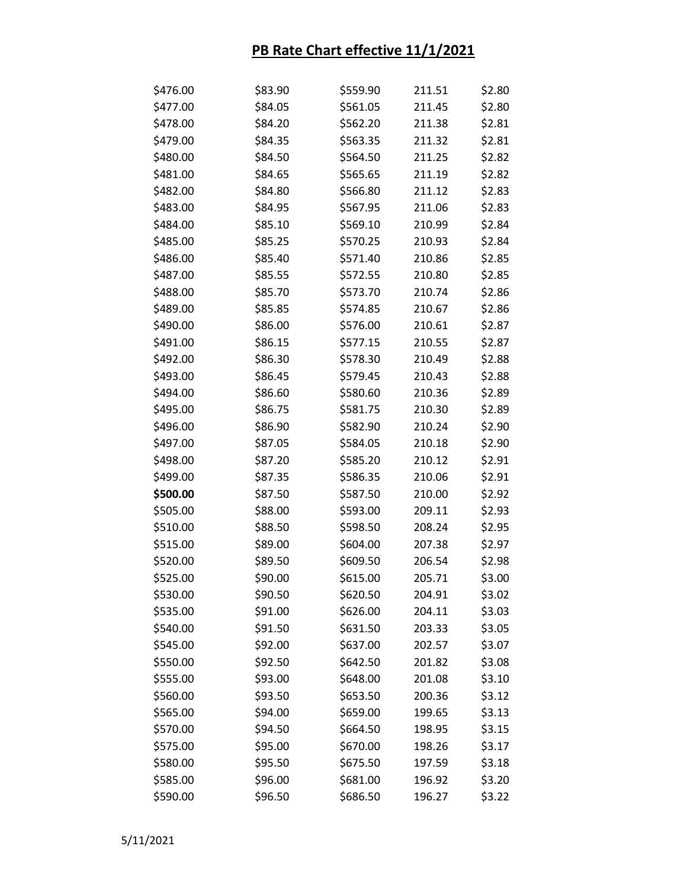# PB Rate Chart effective 11/1/2021

| | | | | |
|---|---|---|---|---|
| $476.00 | $83.90 | $559.90 | 211.51 | $2.80 |
| $477.00 | $84.05 | $561.05 | 211.45 | $2.80 |
| $478.00 | $84.20 | $562.20 | 211.38 | $2.81 |
| $479.00 | $84.35 | $563.35 | 211.32 | $2.81 |
| $480.00 | $84.50 | $564.50 | 211.25 | $2.82 |
| $481.00 | $84.65 | $565.65 | 211.19 | $2.82 |
| $482.00 | $84.80 | $566.80 | 211.12 | $2.83 |
| $483.00 | $84.95 | $567.95 | 211.06 | $2.83 |
| $484.00 | $85.10 | $569.10 | 210.99 | $2.84 |
| $485.00 | $85.25 | $570.25 | 210.93 | $2.84 |
| $486.00 | $85.40 | $571.40 | 210.86 | $2.85 |
| $487.00 | $85.55 | $572.55 | 210.80 | $2.85 |
| $488.00 | $85.70 | $573.70 | 210.74 | $2.86 |
| $489.00 | $85.85 | $574.85 | 210.67 | $2.86 |
| $490.00 | $86.00 | $576.00 | 210.61 | $2.87 |
| $491.00 | $86.15 | $577.15 | 210.55 | $2.87 |
| $492.00 | $86.30 | $578.30 | 210.49 | $2.88 |
| $493.00 | $86.45 | $579.45 | 210.43 | $2.88 |
| $494.00 | $86.60 | $580.60 | 210.36 | $2.89 |
| $495.00 | $86.75 | $581.75 | 210.30 | $2.89 |
| $496.00 | $86.90 | $582.90 | 210.24 | $2.90 |
| $497.00 | $87.05 | $584.05 | 210.18 | $2.90 |
| $498.00 | $87.20 | $585.20 | 210.12 | $2.91 |
| $499.00 | $87.35 | $586.35 | 210.06 | $2.91 |
| **$500.00** | $87.50 | $587.50 | 210.00 | $2.92 |
| $505.00 | $88.00 | $593.00 | 209.11 | $2.93 |
| $510.00 | $88.50 | $598.50 | 208.24 | $2.95 |
| $515.00 | $89.00 | $604.00 | 207.38 | $2.97 |
| $520.00 | $89.50 | $609.50 | 206.54 | $2.98 |
| $525.00 | $90.00 | $615.00 | 205.71 | $3.00 |
| $530.00 | $90.50 | $620.50 | 204.91 | $3.02 |
| $535.00 | $91.00 | $626.00 | 204.11 | $3.03 |
| $540.00 | $91.50 | $631.50 | 203.33 | $3.05 |
| $545.00 | $92.00 | $637.00 | 202.57 | $3.07 |
| $550.00 | $92.50 | $642.50 | 201.82 | $3.08 |
| $555.00 | $93.00 | $648.00 | 201.08 | $3.10 |
| $560.00 | $93.50 | $653.50 | 200.36 | $3.12 |
| $565.00 | $94.00 | $659.00 | 199.65 | $3.13 |
| $570.00 | $94.50 | $664.50 | 198.95 | $3.15 |
| $575.00 | $95.00 | $670.00 | 198.26 | $3.17 |
| $580.00 | $95.50 | $675.50 | 197.59 | $3.18 |
| $585.00 | $96.00 | $681.00 | 196.92 | $3.20 |
| $590.00 | $96.50 | $686.50 | 196.27 | $3.22 |

5/11/2021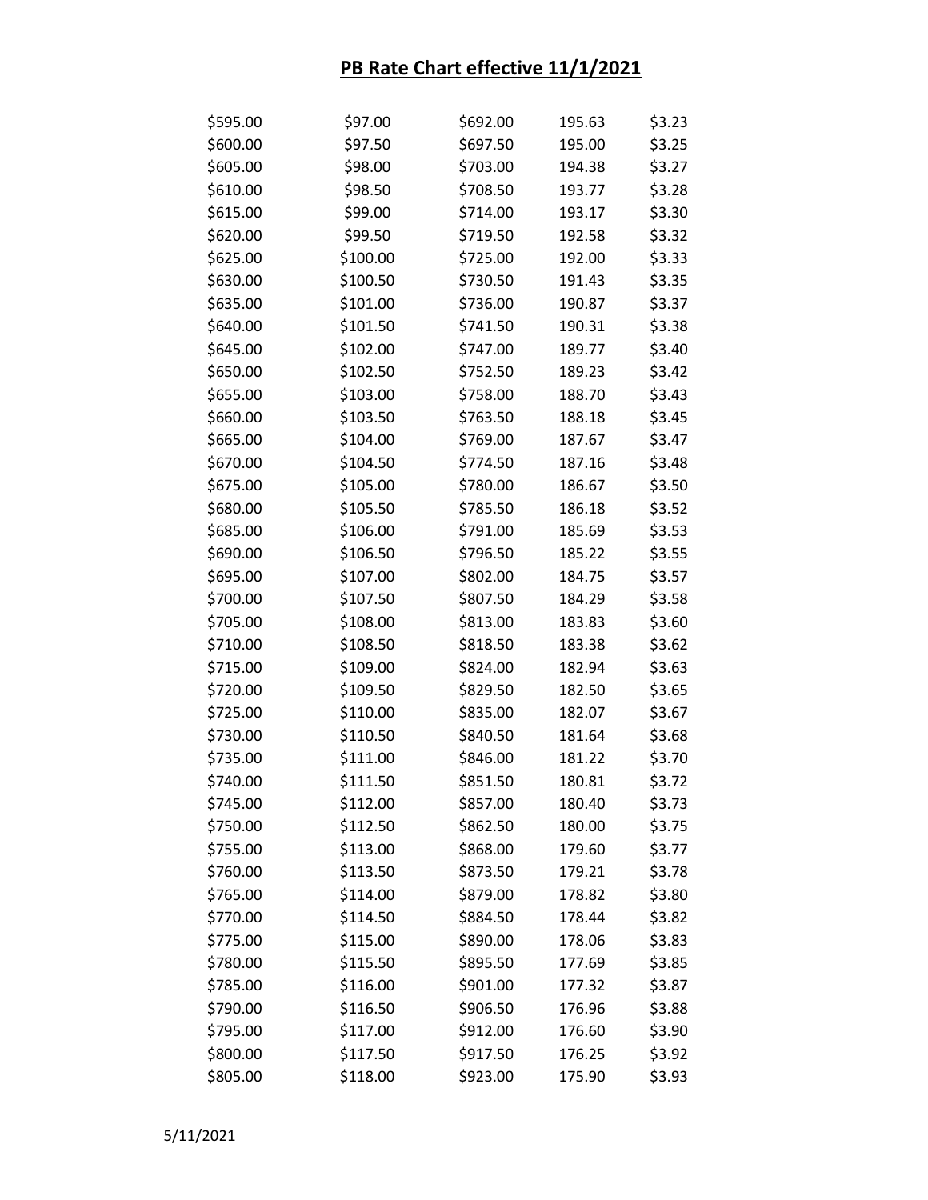# PB Rate Chart effective 11/1/2021

| | | | | |
|---|---|---|---|---|
| $595.00 | $97.00 | $692.00 | 195.63 | $3.23 |
| $600.00 | $97.50 | $697.50 | 195.00 | $3.25 |
| $605.00 | $98.00 | $703.00 | 194.38 | $3.27 |
| $610.00 | $98.50 | $708.50 | 193.77 | $3.28 |
| $615.00 | $99.00 | $714.00 | 193.17 | $3.30 |
| $620.00 | $99.50 | $719.50 | 192.58 | $3.32 |
| $625.00 | $100.00 | $725.00 | 192.00 | $3.33 |
| $630.00 | $100.50 | $730.50 | 191.43 | $3.35 |
| $635.00 | $101.00 | $736.00 | 190.87 | $3.37 |
| $640.00 | $101.50 | $741.50 | 190.31 | $3.38 |
| $645.00 | $102.00 | $747.00 | 189.77 | $3.40 |
| $650.00 | $102.50 | $752.50 | 189.23 | $3.42 |
| $655.00 | $103.00 | $758.00 | 188.70 | $3.43 |
| $660.00 | $103.50 | $763.50 | 188.18 | $3.45 |
| $665.00 | $104.00 | $769.00 | 187.67 | $3.47 |
| $670.00 | $104.50 | $774.50 | 187.16 | $3.48 |
| $675.00 | $105.00 | $780.00 | 186.67 | $3.50 |
| $680.00 | $105.50 | $785.50 | 186.18 | $3.52 |
| $685.00 | $106.00 | $791.00 | 185.69 | $3.53 |
| $690.00 | $106.50 | $796.50 | 185.22 | $3.55 |
| $695.00 | $107.00 | $802.00 | 184.75 | $3.57 |
| $700.00 | $107.50 | $807.50 | 184.29 | $3.58 |
| $705.00 | $108.00 | $813.00 | 183.83 | $3.60 |
| $710.00 | $108.50 | $818.50 | 183.38 | $3.62 |
| $715.00 | $109.00 | $824.00 | 182.94 | $3.63 |
| $720.00 | $109.50 | $829.50 | 182.50 | $3.65 |
| $725.00 | $110.00 | $835.00 | 182.07 | $3.67 |
| $730.00 | $110.50 | $840.50 | 181.64 | $3.68 |
| $735.00 | $111.00 | $846.00 | 181.22 | $3.70 |
| $740.00 | $111.50 | $851.50 | 180.81 | $3.72 |
| $745.00 | $112.00 | $857.00 | 180.40 | $3.73 |
| $750.00 | $112.50 | $862.50 | 180.00 | $3.75 |
| $755.00 | $113.00 | $868.00 | 179.60 | $3.77 |
| $760.00 | $113.50 | $873.50 | 179.21 | $3.78 |
| $765.00 | $114.00 | $879.00 | 178.82 | $3.80 |
| $770.00 | $114.50 | $884.50 | 178.44 | $3.82 |
| $775.00 | $115.00 | $890.00 | 178.06 | $3.83 |
| $780.00 | $115.50 | $895.50 | 177.69 | $3.85 |
| $785.00 | $116.00 | $901.00 | 177.32 | $3.87 |
| $790.00 | $116.50 | $906.50 | 176.96 | $3.88 |
| $795.00 | $117.00 | $912.00 | 176.60 | $3.90 |
| $800.00 | $117.50 | $917.50 | 176.25 | $3.92 |
| $805.00 | $118.00 | $923.00 | 175.90 | $3.93 |

5/11/2021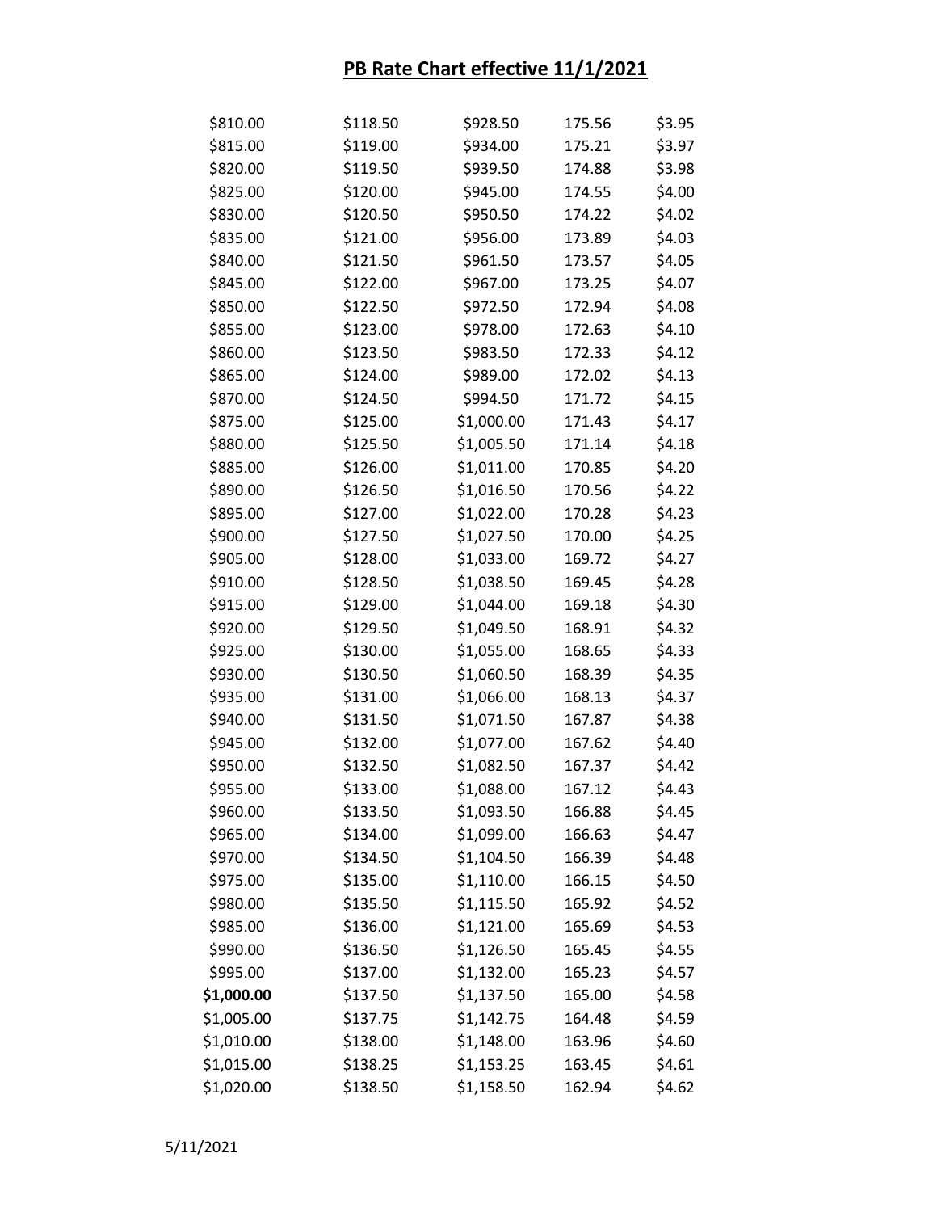# PB Rate Chart effective 11/1/2021

| | | | | |
|---|---|---|---|---|
| $810.00 | $118.50 | $928.50 | 175.56 | $3.95 |
| $815.00 | $119.00 | $934.00 | 175.21 | $3.97 |
| $820.00 | $119.50 | $939.50 | 174.88 | $3.98 |
| $825.00 | $120.00 | $945.00 | 174.55 | $4.00 |
| $830.00 | $120.50 | $950.50 | 174.22 | $4.02 |
| $835.00 | $121.00 | $956.00 | 173.89 | $4.03 |
| $840.00 | $121.50 | $961.50 | 173.57 | $4.05 |
| $845.00 | $122.00 | $967.00 | 173.25 | $4.07 |
| $850.00 | $122.50 | $972.50 | 172.94 | $4.08 |
| $855.00 | $123.00 | $978.00 | 172.63 | $4.10 |
| $860.00 | $123.50 | $983.50 | 172.33 | $4.12 |
| $865.00 | $124.00 | $989.00 | 172.02 | $4.13 |
| $870.00 | $124.50 | $994.50 | 171.72 | $4.15 |
| $875.00 | $125.00 | $1,000.00 | 171.43 | $4.17 |
| $880.00 | $125.50 | $1,005.50 | 171.14 | $4.18 |
| $885.00 | $126.00 | $1,011.00 | 170.85 | $4.20 |
| $890.00 | $126.50 | $1,016.50 | 170.56 | $4.22 |
| $895.00 | $127.00 | $1,022.00 | 170.28 | $4.23 |
| $900.00 | $127.50 | $1,027.50 | 170.00 | $4.25 |
| $905.00 | $128.00 | $1,033.00 | 169.72 | $4.27 |
| $910.00 | $128.50 | $1,038.50 | 169.45 | $4.28 |
| $915.00 | $129.00 | $1,044.00 | 169.18 | $4.30 |
| $920.00 | $129.50 | $1,049.50 | 168.91 | $4.32 |
| $925.00 | $130.00 | $1,055.00 | 168.65 | $4.33 |
| $930.00 | $130.50 | $1,060.50 | 168.39 | $4.35 |
| $935.00 | $131.00 | $1,066.00 | 168.13 | $4.37 |
| $940.00 | $131.50 | $1,071.50 | 167.87 | $4.38 |
| $945.00 | $132.00 | $1,077.00 | 167.62 | $4.40 |
| $950.00 | $132.50 | $1,082.50 | 167.37 | $4.42 |
| $955.00 | $133.00 | $1,088.00 | 167.12 | $4.43 |
| $960.00 | $133.50 | $1,093.50 | 166.88 | $4.45 |
| $965.00 | $134.00 | $1,099.00 | 166.63 | $4.47 |
| $970.00 | $134.50 | $1,104.50 | 166.39 | $4.48 |
| $975.00 | $135.00 | $1,110.00 | 166.15 | $4.50 |
| $980.00 | $135.50 | $1,115.50 | 165.92 | $4.52 |
| $985.00 | $136.00 | $1,121.00 | 165.69 | $4.53 |
| $990.00 | $136.50 | $1,126.50 | 165.45 | $4.55 |
| $995.00 | $137.00 | $1,132.00 | 165.23 | $4.57 |
| **$1,000.00** | $137.50 | $1,137.50 | 165.00 | $4.58 |
| $1,005.00 | $137.75 | $1,142.75 | 164.48 | $4.59 |
| $1,010.00 | $138.00 | $1,148.00 | 163.96 | $4.60 |
| $1,015.00 | $138.25 | $1,153.25 | 163.45 | $4.61 |
| $1,020.00 | $138.50 | $1,158.50 | 162.94 | $4.62 |

5/11/2021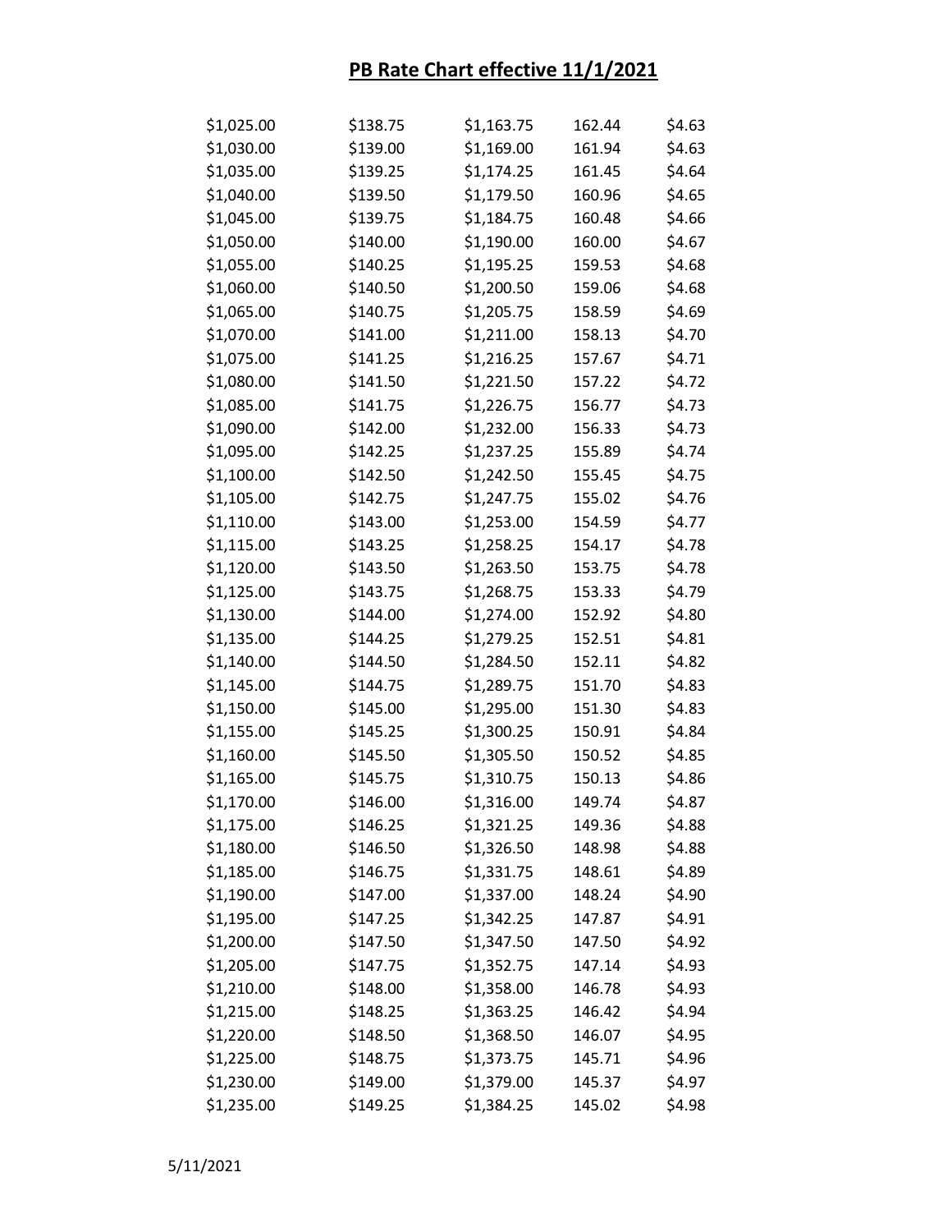# PB Rate Chart effective 11/1/2021

| | | | | |
|---|---|---|---|---|
| $1,025.00 | $138.75 | $1,163.75 | 162.44 | $4.63 |
| $1,030.00 | $139.00 | $1,169.00 | 161.94 | $4.63 |
| $1,035.00 | $139.25 | $1,174.25 | 161.45 | $4.64 |
| $1,040.00 | $139.50 | $1,179.50 | 160.96 | $4.65 |
| $1,045.00 | $139.75 | $1,184.75 | 160.48 | $4.66 |
| $1,050.00 | $140.00 | $1,190.00 | 160.00 | $4.67 |
| $1,055.00 | $140.25 | $1,195.25 | 159.53 | $4.68 |
| $1,060.00 | $140.50 | $1,200.50 | 159.06 | $4.68 |
| $1,065.00 | $140.75 | $1,205.75 | 158.59 | $4.69 |
| $1,070.00 | $141.00 | $1,211.00 | 158.13 | $4.70 |
| $1,075.00 | $141.25 | $1,216.25 | 157.67 | $4.71 |
| $1,080.00 | $141.50 | $1,221.50 | 157.22 | $4.72 |
| $1,085.00 | $141.75 | $1,226.75 | 156.77 | $4.73 |
| $1,090.00 | $142.00 | $1,232.00 | 156.33 | $4.73 |
| $1,095.00 | $142.25 | $1,237.25 | 155.89 | $4.74 |
| $1,100.00 | $142.50 | $1,242.50 | 155.45 | $4.75 |
| $1,105.00 | $142.75 | $1,247.75 | 155.02 | $4.76 |
| $1,110.00 | $143.00 | $1,253.00 | 154.59 | $4.77 |
| $1,115.00 | $143.25 | $1,258.25 | 154.17 | $4.78 |
| $1,120.00 | $143.50 | $1,263.50 | 153.75 | $4.78 |
| $1,125.00 | $143.75 | $1,268.75 | 153.33 | $4.79 |
| $1,130.00 | $144.00 | $1,274.00 | 152.92 | $4.80 |
| $1,135.00 | $144.25 | $1,279.25 | 152.51 | $4.81 |
| $1,140.00 | $144.50 | $1,284.50 | 152.11 | $4.82 |
| $1,145.00 | $144.75 | $1,289.75 | 151.70 | $4.83 |
| $1,150.00 | $145.00 | $1,295.00 | 151.30 | $4.83 |
| $1,155.00 | $145.25 | $1,300.25 | 150.91 | $4.84 |
| $1,160.00 | $145.50 | $1,305.50 | 150.52 | $4.85 |
| $1,165.00 | $145.75 | $1,310.75 | 150.13 | $4.86 |
| $1,170.00 | $146.00 | $1,316.00 | 149.74 | $4.87 |
| $1,175.00 | $146.25 | $1,321.25 | 149.36 | $4.88 |
| $1,180.00 | $146.50 | $1,326.50 | 148.98 | $4.88 |
| $1,185.00 | $146.75 | $1,331.75 | 148.61 | $4.89 |
| $1,190.00 | $147.00 | $1,337.00 | 148.24 | $4.90 |
| $1,195.00 | $147.25 | $1,342.25 | 147.87 | $4.91 |
| $1,200.00 | $147.50 | $1,347.50 | 147.50 | $4.92 |
| $1,205.00 | $147.75 | $1,352.75 | 147.14 | $4.93 |
| $1,210.00 | $148.00 | $1,358.00 | 146.78 | $4.93 |
| $1,215.00 | $148.25 | $1,363.25 | 146.42 | $4.94 |
| $1,220.00 | $148.50 | $1,368.50 | 146.07 | $4.95 |
| $1,225.00 | $148.75 | $1,373.75 | 145.71 | $4.96 |
| $1,230.00 | $149.00 | $1,379.00 | 145.37 | $4.97 |
| $1,235.00 | $149.25 | $1,384.25 | 145.02 | $4.98 |

5/11/2021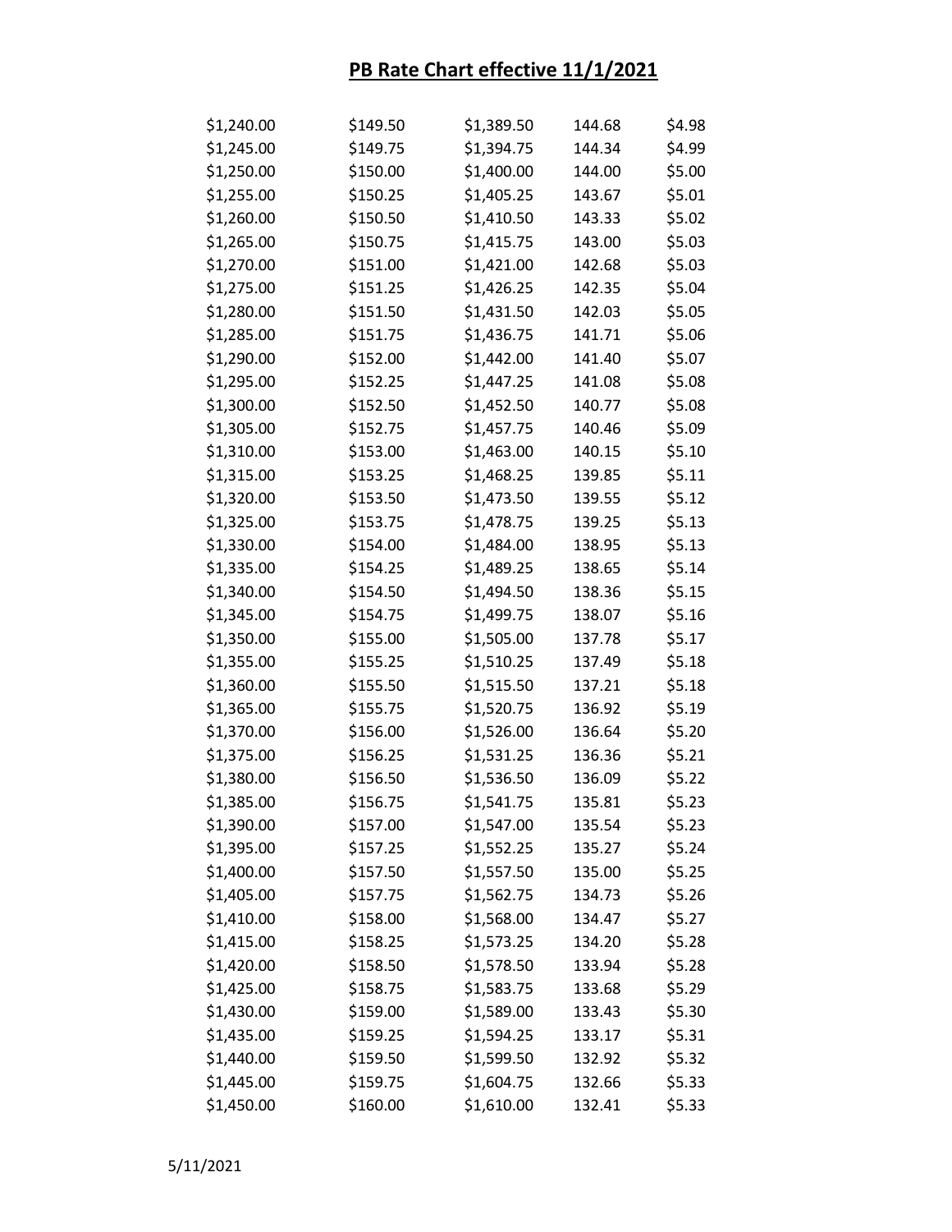# PB Rate Chart effective 11/1/2021

| | | | | |
|---|---|---|---|---|
| $1,240.00 | $149.50 | $1,389.50 | 144.68 | $4.98 |
| $1,245.00 | $149.75 | $1,394.75 | 144.34 | $4.99 |
| $1,250.00 | $150.00 | $1,400.00 | 144.00 | $5.00 |
| $1,255.00 | $150.25 | $1,405.25 | 143.67 | $5.01 |
| $1,260.00 | $150.50 | $1,410.50 | 143.33 | $5.02 |
| $1,265.00 | $150.75 | $1,415.75 | 143.00 | $5.03 |
| $1,270.00 | $151.00 | $1,421.00 | 142.68 | $5.03 |
| $1,275.00 | $151.25 | $1,426.25 | 142.35 | $5.04 |
| $1,280.00 | $151.50 | $1,431.50 | 142.03 | $5.05 |
| $1,285.00 | $151.75 | $1,436.75 | 141.71 | $5.06 |
| $1,290.00 | $152.00 | $1,442.00 | 141.40 | $5.07 |
| $1,295.00 | $152.25 | $1,447.25 | 141.08 | $5.08 |
| $1,300.00 | $152.50 | $1,452.50 | 140.77 | $5.08 |
| $1,305.00 | $152.75 | $1,457.75 | 140.46 | $5.09 |
| $1,310.00 | $153.00 | $1,463.00 | 140.15 | $5.10 |
| $1,315.00 | $153.25 | $1,468.25 | 139.85 | $5.11 |
| $1,320.00 | $153.50 | $1,473.50 | 139.55 | $5.12 |
| $1,325.00 | $153.75 | $1,478.75 | 139.25 | $5.13 |
| $1,330.00 | $154.00 | $1,484.00 | 138.95 | $5.13 |
| $1,335.00 | $154.25 | $1,489.25 | 138.65 | $5.14 |
| $1,340.00 | $154.50 | $1,494.50 | 138.36 | $5.15 |
| $1,345.00 | $154.75 | $1,499.75 | 138.07 | $5.16 |
| $1,350.00 | $155.00 | $1,505.00 | 137.78 | $5.17 |
| $1,355.00 | $155.25 | $1,510.25 | 137.49 | $5.18 |
| $1,360.00 | $155.50 | $1,515.50 | 137.21 | $5.18 |
| $1,365.00 | $155.75 | $1,520.75 | 136.92 | $5.19 |
| $1,370.00 | $156.00 | $1,526.00 | 136.64 | $5.20 |
| $1,375.00 | $156.25 | $1,531.25 | 136.36 | $5.21 |
| $1,380.00 | $156.50 | $1,536.50 | 136.09 | $5.22 |
| $1,385.00 | $156.75 | $1,541.75 | 135.81 | $5.23 |
| $1,390.00 | $157.00 | $1,547.00 | 135.54 | $5.23 |
| $1,395.00 | $157.25 | $1,552.25 | 135.27 | $5.24 |
| $1,400.00 | $157.50 | $1,557.50 | 135.00 | $5.25 |
| $1,405.00 | $157.75 | $1,562.75 | 134.73 | $5.26 |
| $1,410.00 | $158.00 | $1,568.00 | 134.47 | $5.27 |
| $1,415.00 | $158.25 | $1,573.25 | 134.20 | $5.28 |
| $1,420.00 | $158.50 | $1,578.50 | 133.94 | $5.28 |
| $1,425.00 | $158.75 | $1,583.75 | 133.68 | $5.29 |
| $1,430.00 | $159.00 | $1,589.00 | 133.43 | $5.30 |
| $1,435.00 | $159.25 | $1,594.25 | 133.17 | $5.31 |
| $1,440.00 | $159.50 | $1,599.50 | 132.92 | $5.32 |
| $1,445.00 | $159.75 | $1,604.75 | 132.66 | $5.33 |
| $1,450.00 | $160.00 | $1,610.00 | 132.41 | $5.33 |

5/11/2021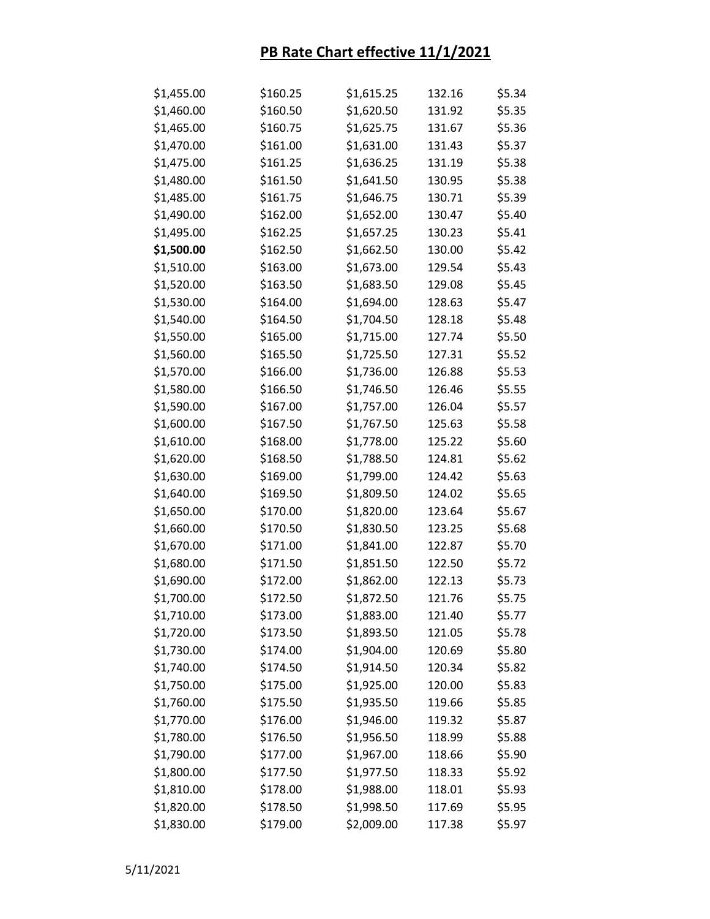# PB Rate Chart effective 11/1/2021

| | | | | |
|---|---|---|---|---|
| $1,455.00 | $160.25 | $1,615.25 | 132.16 | $5.34 |
| $1,460.00 | $160.50 | $1,620.50 | 131.92 | $5.35 |
| $1,465.00 | $160.75 | $1,625.75 | 131.67 | $5.36 |
| $1,470.00 | $161.00 | $1,631.00 | 131.43 | $5.37 |
| $1,475.00 | $161.25 | $1,636.25 | 131.19 | $5.38 |
| $1,480.00 | $161.50 | $1,641.50 | 130.95 | $5.38 |
| $1,485.00 | $161.75 | $1,646.75 | 130.71 | $5.39 |
| $1,490.00 | $162.00 | $1,652.00 | 130.47 | $5.40 |
| $1,495.00 | $162.25 | $1,657.25 | 130.23 | $5.41 |
| **$1,500.00** | $162.50 | $1,662.50 | 130.00 | $5.42 |
| $1,510.00 | $163.00 | $1,673.00 | 129.54 | $5.43 |
| $1,520.00 | $163.50 | $1,683.50 | 129.08 | $5.45 |
| $1,530.00 | $164.00 | $1,694.00 | 128.63 | $5.47 |
| $1,540.00 | $164.50 | $1,704.50 | 128.18 | $5.48 |
| $1,550.00 | $165.00 | $1,715.00 | 127.74 | $5.50 |
| $1,560.00 | $165.50 | $1,725.50 | 127.31 | $5.52 |
| $1,570.00 | $166.00 | $1,736.00 | 126.88 | $5.53 |
| $1,580.00 | $166.50 | $1,746.50 | 126.46 | $5.55 |
| $1,590.00 | $167.00 | $1,757.00 | 126.04 | $5.57 |
| $1,600.00 | $167.50 | $1,767.50 | 125.63 | $5.58 |
| $1,610.00 | $168.00 | $1,778.00 | 125.22 | $5.60 |
| $1,620.00 | $168.50 | $1,788.50 | 124.81 | $5.62 |
| $1,630.00 | $169.00 | $1,799.00 | 124.42 | $5.63 |
| $1,640.00 | $169.50 | $1,809.50 | 124.02 | $5.65 |
| $1,650.00 | $170.00 | $1,820.00 | 123.64 | $5.67 |
| $1,660.00 | $170.50 | $1,830.50 | 123.25 | $5.68 |
| $1,670.00 | $171.00 | $1,841.00 | 122.87 | $5.70 |
| $1,680.00 | $171.50 | $1,851.50 | 122.50 | $5.72 |
| $1,690.00 | $172.00 | $1,862.00 | 122.13 | $5.73 |
| $1,700.00 | $172.50 | $1,872.50 | 121.76 | $5.75 |
| $1,710.00 | $173.00 | $1,883.00 | 121.40 | $5.77 |
| $1,720.00 | $173.50 | $1,893.50 | 121.05 | $5.78 |
| $1,730.00 | $174.00 | $1,904.00 | 120.69 | $5.80 |
| $1,740.00 | $174.50 | $1,914.50 | 120.34 | $5.82 |
| $1,750.00 | $175.00 | $1,925.00 | 120.00 | $5.83 |
| $1,760.00 | $175.50 | $1,935.50 | 119.66 | $5.85 |
| $1,770.00 | $176.00 | $1,946.00 | 119.32 | $5.87 |
| $1,780.00 | $176.50 | $1,956.50 | 118.99 | $5.88 |
| $1,790.00 | $177.00 | $1,967.00 | 118.66 | $5.90 |
| $1,800.00 | $177.50 | $1,977.50 | 118.33 | $5.92 |
| $1,810.00 | $178.00 | $1,988.00 | 118.01 | $5.93 |
| $1,820.00 | $178.50 | $1,998.50 | 117.69 | $5.95 |
| $1,830.00 | $179.00 | $2,009.00 | 117.38 | $5.97 |

5/11/2021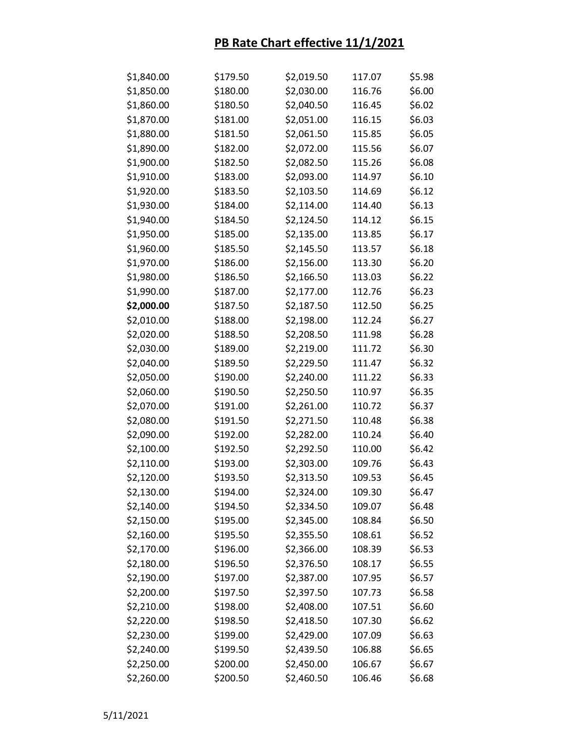# PB Rate Chart effective 11/1/2021

| | | | | |
|---|---|---|---|---|
| $1,840.00 | $179.50 | $2,019.50 | 117.07 | $5.98 |
| $1,850.00 | $180.00 | $2,030.00 | 116.76 | $6.00 |
| $1,860.00 | $180.50 | $2,040.50 | 116.45 | $6.02 |
| $1,870.00 | $181.00 | $2,051.00 | 116.15 | $6.03 |
| $1,880.00 | $181.50 | $2,061.50 | 115.85 | $6.05 |
| $1,890.00 | $182.00 | $2,072.00 | 115.56 | $6.07 |
| $1,900.00 | $182.50 | $2,082.50 | 115.26 | $6.08 |
| $1,910.00 | $183.00 | $2,093.00 | 114.97 | $6.10 |
| $1,920.00 | $183.50 | $2,103.50 | 114.69 | $6.12 |
| $1,930.00 | $184.00 | $2,114.00 | 114.40 | $6.13 |
| $1,940.00 | $184.50 | $2,124.50 | 114.12 | $6.15 |
| $1,950.00 | $185.00 | $2,135.00 | 113.85 | $6.17 |
| $1,960.00 | $185.50 | $2,145.50 | 113.57 | $6.18 |
| $1,970.00 | $186.00 | $2,156.00 | 113.30 | $6.20 |
| $1,980.00 | $186.50 | $2,166.50 | 113.03 | $6.22 |
| $1,990.00 | $187.00 | $2,177.00 | 112.76 | $6.23 |
| **$2,000.00** | $187.50 | $2,187.50 | 112.50 | $6.25 |
| $2,010.00 | $188.00 | $2,198.00 | 112.24 | $6.27 |
| $2,020.00 | $188.50 | $2,208.50 | 111.98 | $6.28 |
| $2,030.00 | $189.00 | $2,219.00 | 111.72 | $6.30 |
| $2,040.00 | $189.50 | $2,229.50 | 111.47 | $6.32 |
| $2,050.00 | $190.00 | $2,240.00 | 111.22 | $6.33 |
| $2,060.00 | $190.50 | $2,250.50 | 110.97 | $6.35 |
| $2,070.00 | $191.00 | $2,261.00 | 110.72 | $6.37 |
| $2,080.00 | $191.50 | $2,271.50 | 110.48 | $6.38 |
| $2,090.00 | $192.00 | $2,282.00 | 110.24 | $6.40 |
| $2,100.00 | $192.50 | $2,292.50 | 110.00 | $6.42 |
| $2,110.00 | $193.00 | $2,303.00 | 109.76 | $6.43 |
| $2,120.00 | $193.50 | $2,313.50 | 109.53 | $6.45 |
| $2,130.00 | $194.00 | $2,324.00 | 109.30 | $6.47 |
| $2,140.00 | $194.50 | $2,334.50 | 109.07 | $6.48 |
| $2,150.00 | $195.00 | $2,345.00 | 108.84 | $6.50 |
| $2,160.00 | $195.50 | $2,355.50 | 108.61 | $6.52 |
| $2,170.00 | $196.00 | $2,366.00 | 108.39 | $6.53 |
| $2,180.00 | $196.50 | $2,376.50 | 108.17 | $6.55 |
| $2,190.00 | $197.00 | $2,387.00 | 107.95 | $6.57 |
| $2,200.00 | $197.50 | $2,397.50 | 107.73 | $6.58 |
| $2,210.00 | $198.00 | $2,408.00 | 107.51 | $6.60 |
| $2,220.00 | $198.50 | $2,418.50 | 107.30 | $6.62 |
| $2,230.00 | $199.00 | $2,429.00 | 107.09 | $6.63 |
| $2,240.00 | $199.50 | $2,439.50 | 106.88 | $6.65 |
| $2,250.00 | $200.00 | $2,450.00 | 106.67 | $6.67 |
| $2,260.00 | $200.50 | $2,460.50 | 106.46 | $6.68 |

5/11/2021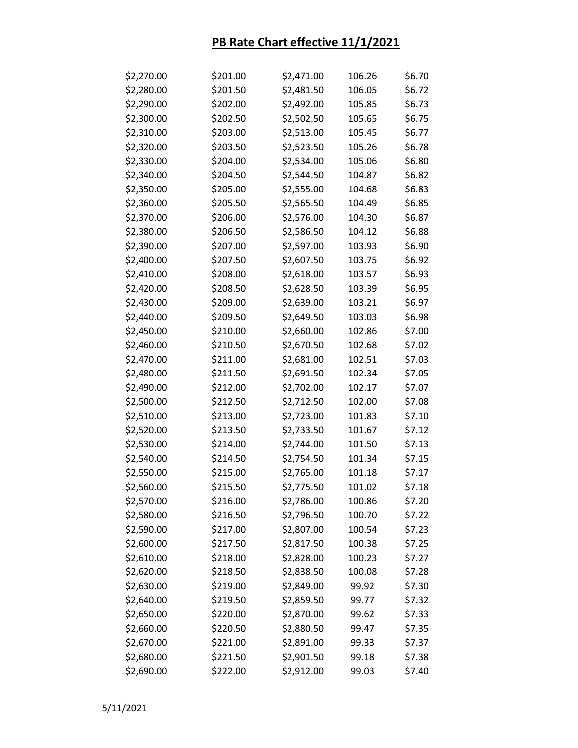# PB Rate Chart effective 11/1/2021

| | | | | |
|---|---|---|---|---|
| $2,270.00 | $201.00 | $2,471.00 | 106.26 | $6.70 |
| $2,280.00 | $201.50 | $2,481.50 | 106.05 | $6.72 |
| $2,290.00 | $202.00 | $2,492.00 | 105.85 | $6.73 |
| $2,300.00 | $202.50 | $2,502.50 | 105.65 | $6.75 |
| $2,310.00 | $203.00 | $2,513.00 | 105.45 | $6.77 |
| $2,320.00 | $203.50 | $2,523.50 | 105.26 | $6.78 |
| $2,330.00 | $204.00 | $2,534.00 | 105.06 | $6.80 |
| $2,340.00 | $204.50 | $2,544.50 | 104.87 | $6.82 |
| $2,350.00 | $205.00 | $2,555.00 | 104.68 | $6.83 |
| $2,360.00 | $205.50 | $2,565.50 | 104.49 | $6.85 |
| $2,370.00 | $206.00 | $2,576.00 | 104.30 | $6.87 |
| $2,380.00 | $206.50 | $2,586.50 | 104.12 | $6.88 |
| $2,390.00 | $207.00 | $2,597.00 | 103.93 | $6.90 |
| $2,400.00 | $207.50 | $2,607.50 | 103.75 | $6.92 |
| $2,410.00 | $208.00 | $2,618.00 | 103.57 | $6.93 |
| $2,420.00 | $208.50 | $2,628.50 | 103.39 | $6.95 |
| $2,430.00 | $209.00 | $2,639.00 | 103.21 | $6.97 |
| $2,440.00 | $209.50 | $2,649.50 | 103.03 | $6.98 |
| $2,450.00 | $210.00 | $2,660.00 | 102.86 | $7.00 |
| $2,460.00 | $210.50 | $2,670.50 | 102.68 | $7.02 |
| $2,470.00 | $211.00 | $2,681.00 | 102.51 | $7.03 |
| $2,480.00 | $211.50 | $2,691.50 | 102.34 | $7.05 |
| $2,490.00 | $212.00 | $2,702.00 | 102.17 | $7.07 |
| $2,500.00 | $212.50 | $2,712.50 | 102.00 | $7.08 |
| $2,510.00 | $213.00 | $2,723.00 | 101.83 | $7.10 |
| $2,520.00 | $213.50 | $2,733.50 | 101.67 | $7.12 |
| $2,530.00 | $214.00 | $2,744.00 | 101.50 | $7.13 |
| $2,540.00 | $214.50 | $2,754.50 | 101.34 | $7.15 |
| $2,550.00 | $215.00 | $2,765.00 | 101.18 | $7.17 |
| $2,560.00 | $215.50 | $2,775.50 | 101.02 | $7.18 |
| $2,570.00 | $216.00 | $2,786.00 | 100.86 | $7.20 |
| $2,580.00 | $216.50 | $2,796.50 | 100.70 | $7.22 |
| $2,590.00 | $217.00 | $2,807.00 | 100.54 | $7.23 |
| $2,600.00 | $217.50 | $2,817.50 | 100.38 | $7.25 |
| $2,610.00 | $218.00 | $2,828.00 | 100.23 | $7.27 |
| $2,620.00 | $218.50 | $2,838.50 | 100.08 | $7.28 |
| $2,630.00 | $219.00 | $2,849.00 | 99.92 | $7.30 |
| $2,640.00 | $219.50 | $2,859.50 | 99.77 | $7.32 |
| $2,650.00 | $220.00 | $2,870.00 | 99.62 | $7.33 |
| $2,660.00 | $220.50 | $2,880.50 | 99.47 | $7.35 |
| $2,670.00 | $221.00 | $2,891.00 | 99.33 | $7.37 |
| $2,680.00 | $221.50 | $2,901.50 | 99.18 | $7.38 |
| $2,690.00 | $222.00 | $2,912.00 | 99.03 | $7.40 |

5/11/2021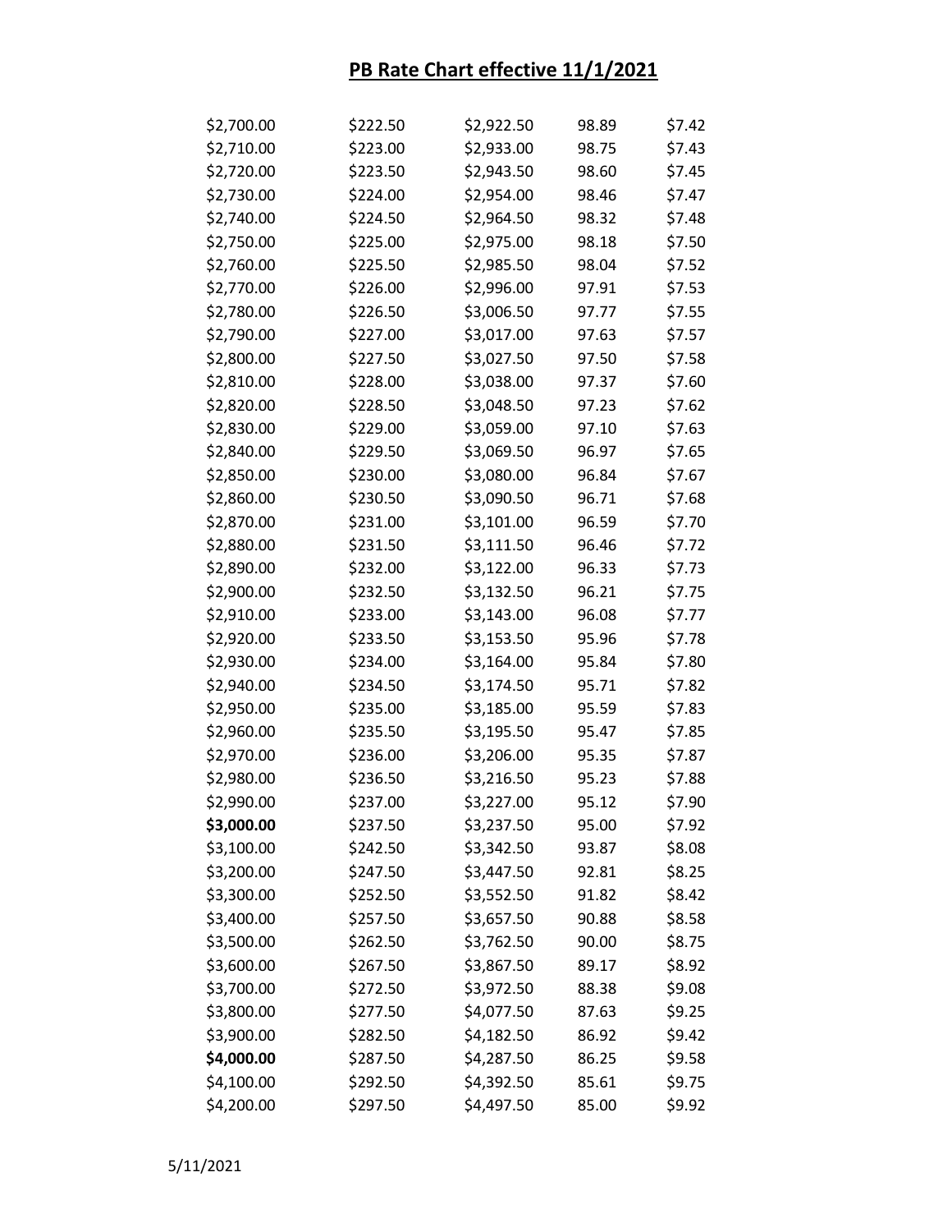# PB Rate Chart effective 11/1/2021

| | | | | |
|---|---|---|---|---|
| $2,700.00 | $222.50 | $2,922.50 | 98.89 | $7.42 |
| $2,710.00 | $223.00 | $2,933.00 | 98.75 | $7.43 |
| $2,720.00 | $223.50 | $2,943.50 | 98.60 | $7.45 |
| $2,730.00 | $224.00 | $2,954.00 | 98.46 | $7.47 |
| $2,740.00 | $224.50 | $2,964.50 | 98.32 | $7.48 |
| $2,750.00 | $225.00 | $2,975.00 | 98.18 | $7.50 |
| $2,760.00 | $225.50 | $2,985.50 | 98.04 | $7.52 |
| $2,770.00 | $226.00 | $2,996.00 | 97.91 | $7.53 |
| $2,780.00 | $226.50 | $3,006.50 | 97.77 | $7.55 |
| $2,790.00 | $227.00 | $3,017.00 | 97.63 | $7.57 |
| $2,800.00 | $227.50 | $3,027.50 | 97.50 | $7.58 |
| $2,810.00 | $228.00 | $3,038.00 | 97.37 | $7.60 |
| $2,820.00 | $228.50 | $3,048.50 | 97.23 | $7.62 |
| $2,830.00 | $229.00 | $3,059.00 | 97.10 | $7.63 |
| $2,840.00 | $229.50 | $3,069.50 | 96.97 | $7.65 |
| $2,850.00 | $230.00 | $3,080.00 | 96.84 | $7.67 |
| $2,860.00 | $230.50 | $3,090.50 | 96.71 | $7.68 |
| $2,870.00 | $231.00 | $3,101.00 | 96.59 | $7.70 |
| $2,880.00 | $231.50 | $3,111.50 | 96.46 | $7.72 |
| $2,890.00 | $232.00 | $3,122.00 | 96.33 | $7.73 |
| $2,900.00 | $232.50 | $3,132.50 | 96.21 | $7.75 |
| $2,910.00 | $233.00 | $3,143.00 | 96.08 | $7.77 |
| $2,920.00 | $233.50 | $3,153.50 | 95.96 | $7.78 |
| $2,930.00 | $234.00 | $3,164.00 | 95.84 | $7.80 |
| $2,940.00 | $234.50 | $3,174.50 | 95.71 | $7.82 |
| $2,950.00 | $235.00 | $3,185.00 | 95.59 | $7.83 |
| $2,960.00 | $235.50 | $3,195.50 | 95.47 | $7.85 |
| $2,970.00 | $236.00 | $3,206.00 | 95.35 | $7.87 |
| $2,980.00 | $236.50 | $3,216.50 | 95.23 | $7.88 |
| $2,990.00 | $237.00 | $3,227.00 | 95.12 | $7.90 |
| **$3,000.00** | $237.50 | $3,237.50 | 95.00 | $7.92 |
| $3,100.00 | $242.50 | $3,342.50 | 93.87 | $8.08 |
| $3,200.00 | $247.50 | $3,447.50 | 92.81 | $8.25 |
| $3,300.00 | $252.50 | $3,552.50 | 91.82 | $8.42 |
| $3,400.00 | $257.50 | $3,657.50 | 90.88 | $8.58 |
| $3,500.00 | $262.50 | $3,762.50 | 90.00 | $8.75 |
| $3,600.00 | $267.50 | $3,867.50 | 89.17 | $8.92 |
| $3,700.00 | $272.50 | $3,972.50 | 88.38 | $9.08 |
| $3,800.00 | $277.50 | $4,077.50 | 87.63 | $9.25 |
| $3,900.00 | $282.50 | $4,182.50 | 86.92 | $9.42 |
| **$4,000.00** | $287.50 | $4,287.50 | 86.25 | $9.58 |
| $4,100.00 | $292.50 | $4,392.50 | 85.61 | $9.75 |
| $4,200.00 | $297.50 | $4,497.50 | 85.00 | $9.92 |

5/11/2021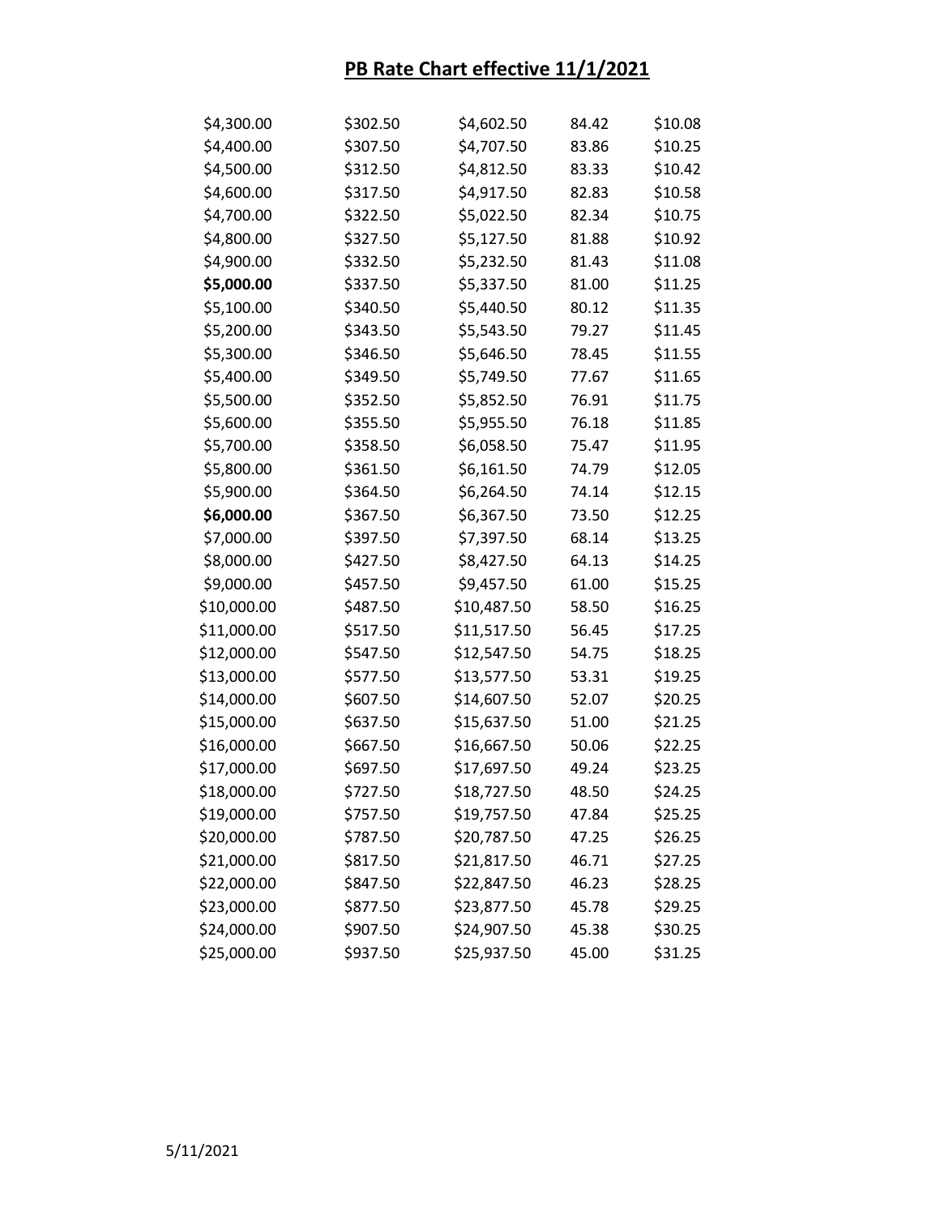# PB Rate Chart effective 11/1/2021

| | | | | |
|---|---|---|---|---|
| $4,300.00 | $302.50 | $4,602.50 | 84.42 | $10.08 |
| $4,400.00 | $307.50 | $4,707.50 | 83.86 | $10.25 |
| $4,500.00 | $312.50 | $4,812.50 | 83.33 | $10.42 |
| $4,600.00 | $317.50 | $4,917.50 | 82.83 | $10.58 |
| $4,700.00 | $322.50 | $5,022.50 | 82.34 | $10.75 |
| $4,800.00 | $327.50 | $5,127.50 | 81.88 | $10.92 |
| $4,900.00 | $332.50 | $5,232.50 | 81.43 | $11.08 |
| **$5,000.00** | $337.50 | $5,337.50 | 81.00 | $11.25 |
| $5,100.00 | $340.50 | $5,440.50 | 80.12 | $11.35 |
| $5,200.00 | $343.50 | $5,543.50 | 79.27 | $11.45 |
| $5,300.00 | $346.50 | $5,646.50 | 78.45 | $11.55 |
| $5,400.00 | $349.50 | $5,749.50 | 77.67 | $11.65 |
| $5,500.00 | $352.50 | $5,852.50 | 76.91 | $11.75 |
| $5,600.00 | $355.50 | $5,955.50 | 76.18 | $11.85 |
| $5,700.00 | $358.50 | $6,058.50 | 75.47 | $11.95 |
| $5,800.00 | $361.50 | $6,161.50 | 74.79 | $12.05 |
| $5,900.00 | $364.50 | $6,264.50 | 74.14 | $12.15 |
| **$6,000.00** | $367.50 | $6,367.50 | 73.50 | $12.25 |
| $7,000.00 | $397.50 | $7,397.50 | 68.14 | $13.25 |
| $8,000.00 | $427.50 | $8,427.50 | 64.13 | $14.25 |
| $9,000.00 | $457.50 | $9,457.50 | 61.00 | $15.25 |
| $10,000.00 | $487.50 | $10,487.50 | 58.50 | $16.25 |
| $11,000.00 | $517.50 | $11,517.50 | 56.45 | $17.25 |
| $12,000.00 | $547.50 | $12,547.50 | 54.75 | $18.25 |
| $13,000.00 | $577.50 | $13,577.50 | 53.31 | $19.25 |
| $14,000.00 | $607.50 | $14,607.50 | 52.07 | $20.25 |
| $15,000.00 | $637.50 | $15,637.50 | 51.00 | $21.25 |
| $16,000.00 | $667.50 | $16,667.50 | 50.06 | $22.25 |
| $17,000.00 | $697.50 | $17,697.50 | 49.24 | $23.25 |
| $18,000.00 | $727.50 | $18,727.50 | 48.50 | $24.25 |
| $19,000.00 | $757.50 | $19,757.50 | 47.84 | $25.25 |
| $20,000.00 | $787.50 | $20,787.50 | 47.25 | $26.25 |
| $21,000.00 | $817.50 | $21,817.50 | 46.71 | $27.25 |
| $22,000.00 | $847.50 | $22,847.50 | 46.23 | $28.25 |
| $23,000.00 | $877.50 | $23,877.50 | 45.78 | $29.25 |
| $24,000.00 | $907.50 | $24,907.50 | 45.38 | $30.25 |
| $25,000.00 | $937.50 | $25,937.50 | 45.00 | $31.25 |

5/11/2021